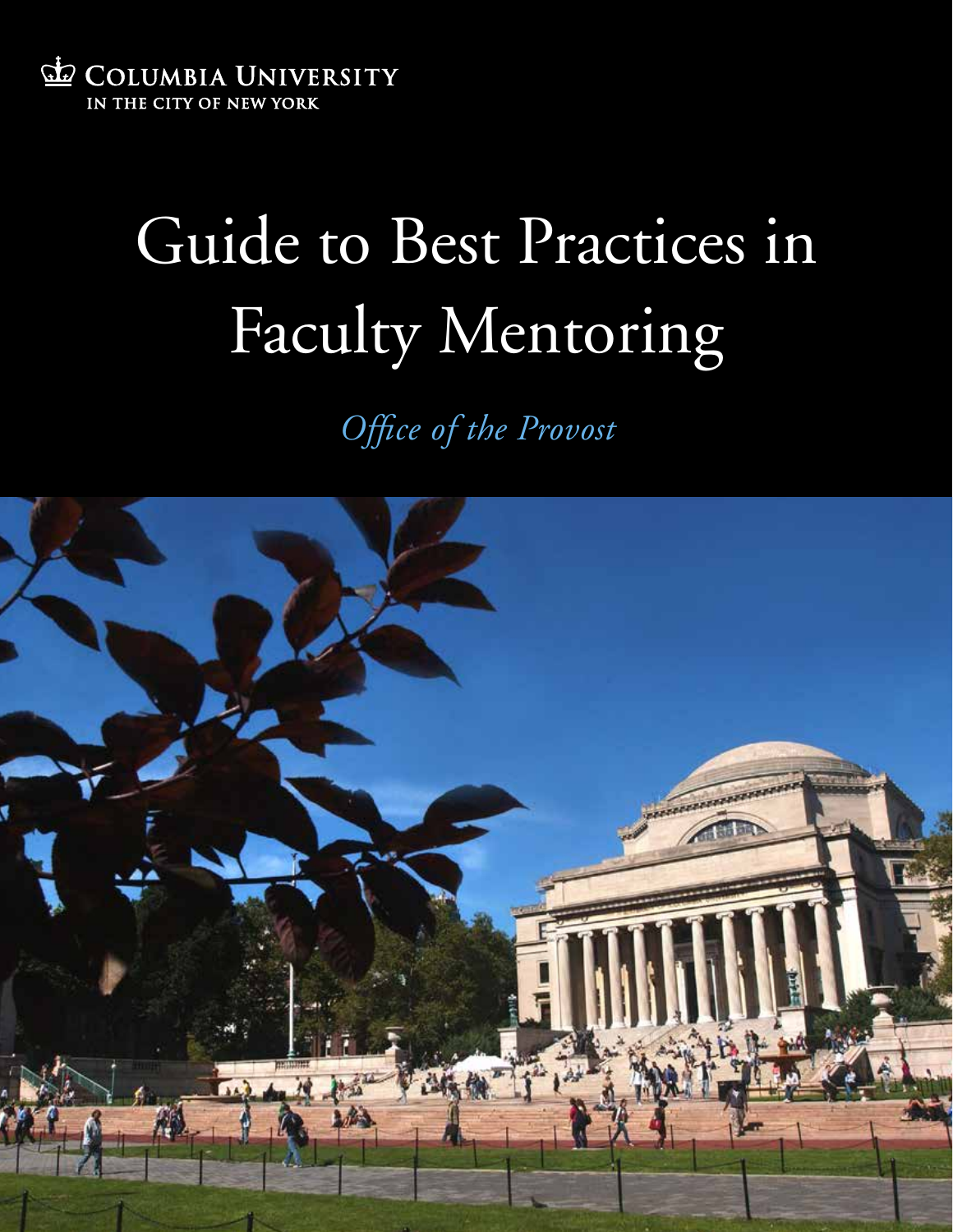COLUMBIA UNIVERSITY
IN THE CITY OF NEW YORK

# Guide to Best Practices in Faculty Mentoring

*Office of the Provost*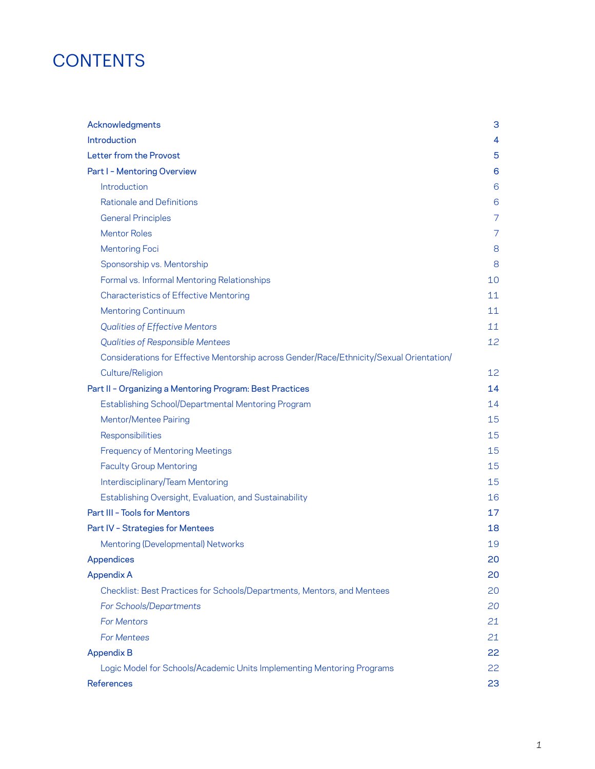# CONTENTS

- Acknowledgments 3
- Introduction 4
- Letter from the Provost 5
- Part I - Mentoring Overview 6
  - Introduction 6
  - Rationale and Definitions 6
  - General Principles 7
  - Mentor Roles 7
  - Mentoring Foci 8
  - Sponsorship vs. Mentorship 8
  - Formal vs. Informal Mentoring Relationships 10
  - Characteristics of Effective Mentoring 11
  - Mentoring Continuum 11
  - *Qualities of Effective Mentors* 11
  - *Qualities of Responsible Mentees* 12
  - Considerations for Effective Mentorship across Gender/Race/Ethnicity/Sexual Orientation/Culture/Religion 12
- Part II - Organizing a Mentoring Program: Best Practices 14
  - Establishing School/Departmental Mentoring Program 14
  - Mentor/Mentee Pairing 15
  - Responsibilities 15
  - Frequency of Mentoring Meetings 15
  - Faculty Group Mentoring 15
  - Interdisciplinary/Team Mentoring 15
  - Establishing Oversight, Evaluation, and Sustainability 16
- Part III - Tools for Mentors 17
- Part IV - Strategies for Mentees 18
  - Mentoring (Developmental) Networks 19
- Appendices 20
- Appendix A 20
  - Checklist: Best Practices for Schools/Departments, Mentors, and Mentees 20
  - *For Schools/Departments* 20
  - *For Mentors* 21
  - *For Mentees* 21
- Appendix B 22
  - Logic Model for Schools/Academic Units Implementing Mentoring Programs 22
- References 23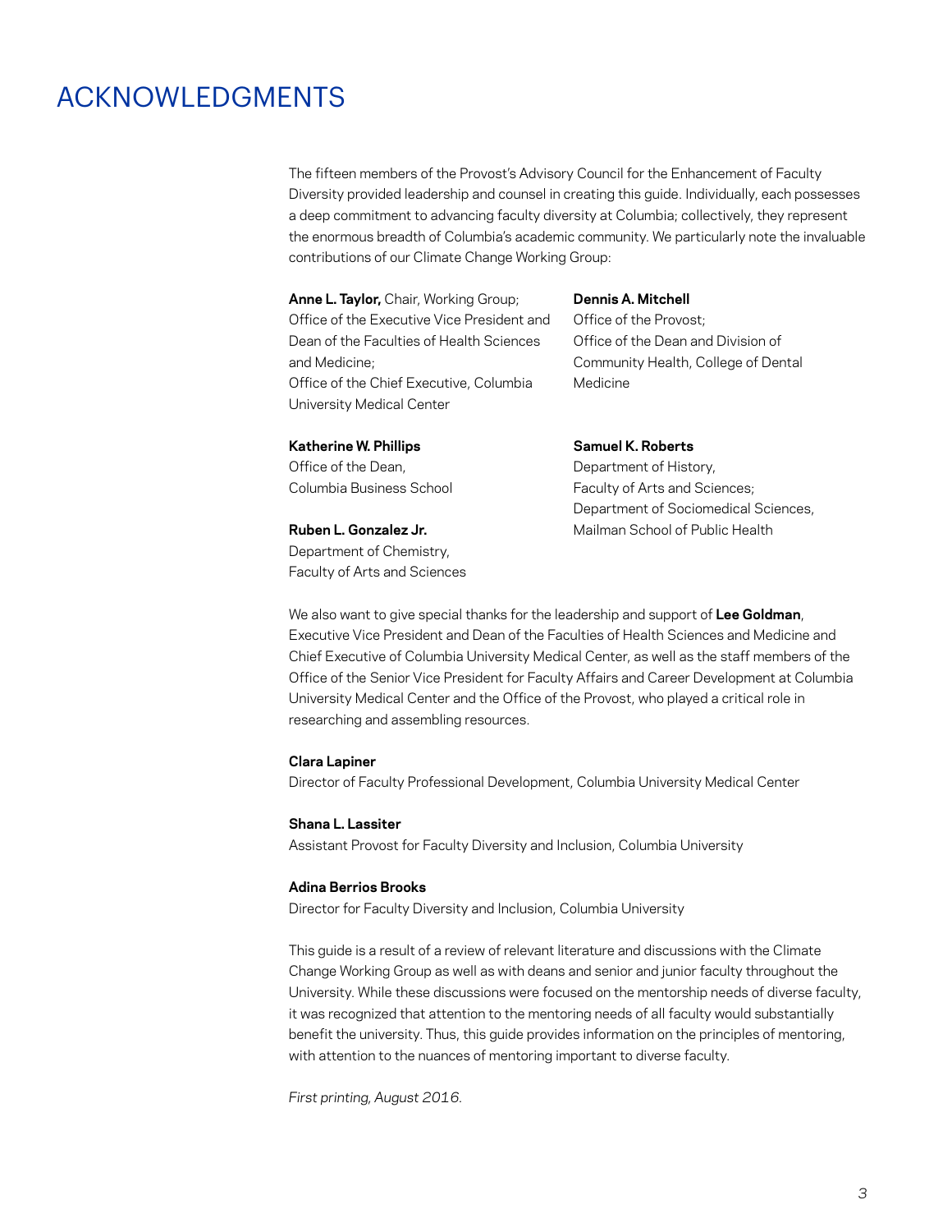# ACKNOWLEDGMENTS

The fifteen members of the Provost's Advisory Council for the Enhancement of Faculty Diversity provided leadership and counsel in creating this guide. Individually, each possesses a deep commitment to advancing faculty diversity at Columbia; collectively, they represent the enormous breadth of Columbia's academic community. We particularly note the invaluable contributions of our Climate Change Working Group:

**Anne L. Taylor,** Chair, Working Group;
Office of the Executive Vice President and Dean of the Faculties of Health Sciences and Medicine;
Office of the Chief Executive, Columbia University Medical Center

**Katherine W. Phillips**
Office of the Dean,
Columbia Business School

**Ruben L. Gonzalez Jr.**
Department of Chemistry,
Faculty of Arts and Sciences

**Dennis A. Mitchell**
Office of the Provost;
Office of the Dean and Division of Community Health, College of Dental Medicine

**Samuel K. Roberts**
Department of History,
Faculty of Arts and Sciences;
Department of Sociomedical Sciences,
Mailman School of Public Health

We also want to give special thanks for the leadership and support of **Lee Goldman**, Executive Vice President and Dean of the Faculties of Health Sciences and Medicine and Chief Executive of Columbia University Medical Center, as well as the staff members of the Office of the Senior Vice President for Faculty Affairs and Career Development at Columbia University Medical Center and the Office of the Provost, who played a critical role in researching and assembling resources.

**Clara Lapiner**
Director of Faculty Professional Development, Columbia University Medical Center

**Shana L. Lassiter**
Assistant Provost for Faculty Diversity and Inclusion, Columbia University

**Adina Berrios Brooks**
Director for Faculty Diversity and Inclusion, Columbia University

This guide is a result of a review of relevant literature and discussions with the Climate Change Working Group as well as with deans and senior and junior faculty throughout the University. While these discussions were focused on the mentorship needs of diverse faculty, it was recognized that attention to the mentoring needs of all faculty would substantially benefit the university. Thus, this guide provides information on the principles of mentoring, with attention to the nuances of mentoring important to diverse faculty.

*First printing, August 2016.*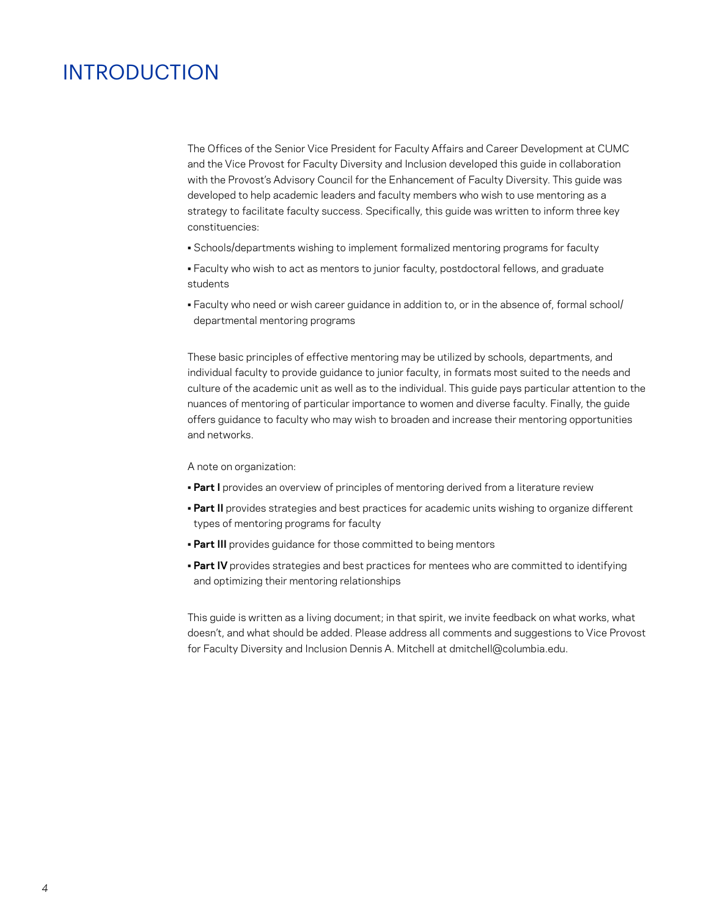# INTRODUCTION

The Offices of the Senior Vice President for Faculty Affairs and Career Development at CUMC and the Vice Provost for Faculty Diversity and Inclusion developed this guide in collaboration with the Provost's Advisory Council for the Enhancement of Faculty Diversity. This guide was developed to help academic leaders and faculty members who wish to use mentoring as a strategy to facilitate faculty success. Specifically, this guide was written to inform three key constituencies:

- Schools/departments wishing to implement formalized mentoring programs for faculty
- Faculty who wish to act as mentors to junior faculty, postdoctoral fellows, and graduate students
- Faculty who need or wish career guidance in addition to, or in the absence of, formal school/departmental mentoring programs

These basic principles of effective mentoring may be utilized by schools, departments, and individual faculty to provide guidance to junior faculty, in formats most suited to the needs and culture of the academic unit as well as to the individual. This guide pays particular attention to the nuances of mentoring of particular importance to women and diverse faculty. Finally, the guide offers guidance to faculty who may wish to broaden and increase their mentoring opportunities and networks.

A note on organization:

- **Part I** provides an overview of principles of mentoring derived from a literature review
- **Part II** provides strategies and best practices for academic units wishing to organize different types of mentoring programs for faculty
- **Part III** provides guidance for those committed to being mentors
- **Part IV** provides strategies and best practices for mentees who are committed to identifying and optimizing their mentoring relationships

This guide is written as a living document; in that spirit, we invite feedback on what works, what doesn't, and what should be added. Please address all comments and suggestions to Vice Provost for Faculty Diversity and Inclusion Dennis A. Mitchell at dmitchell@columbia.edu.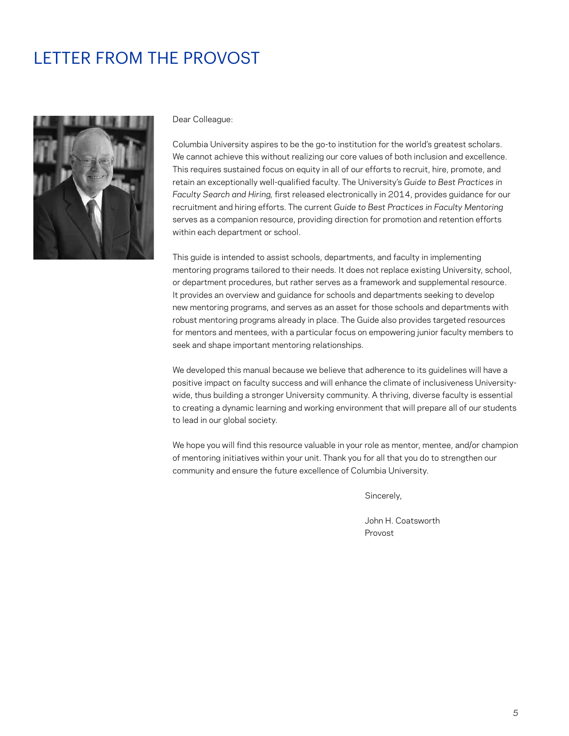# LETTER FROM THE PROVOST

Dear Colleague:

Columbia University aspires to be the go-to institution for the world's greatest scholars. We cannot achieve this without realizing our core values of both inclusion and excellence. This requires sustained focus on equity in all of our efforts to recruit, hire, promote, and retain an exceptionally well-qualified faculty. The University's *Guide to Best Practices in Faculty Search and Hiring,* first released electronically in 2014, provides guidance for our recruitment and hiring efforts. The current *Guide to Best Practices in Faculty Mentoring* serves as a companion resource, providing direction for promotion and retention efforts within each department or school.

This guide is intended to assist schools, departments, and faculty in implementing mentoring programs tailored to their needs. It does not replace existing University, school, or department procedures, but rather serves as a framework and supplemental resource. It provides an overview and guidance for schools and departments seeking to develop new mentoring programs, and serves as an asset for those schools and departments with robust mentoring programs already in place. The Guide also provides targeted resources for mentors and mentees, with a particular focus on empowering junior faculty members to seek and shape important mentoring relationships.

We developed this manual because we believe that adherence to its guidelines will have a positive impact on faculty success and will enhance the climate of inclusiveness University-wide, thus building a stronger University community. A thriving, diverse faculty is essential to creating a dynamic learning and working environment that will prepare all of our students to lead in our global society.

We hope you will find this resource valuable in your role as mentor, mentee, and/or champion of mentoring initiatives within your unit. Thank you for all that you do to strengthen our community and ensure the future excellence of Columbia University.

Sincerely,

John H. Coatsworth
Provost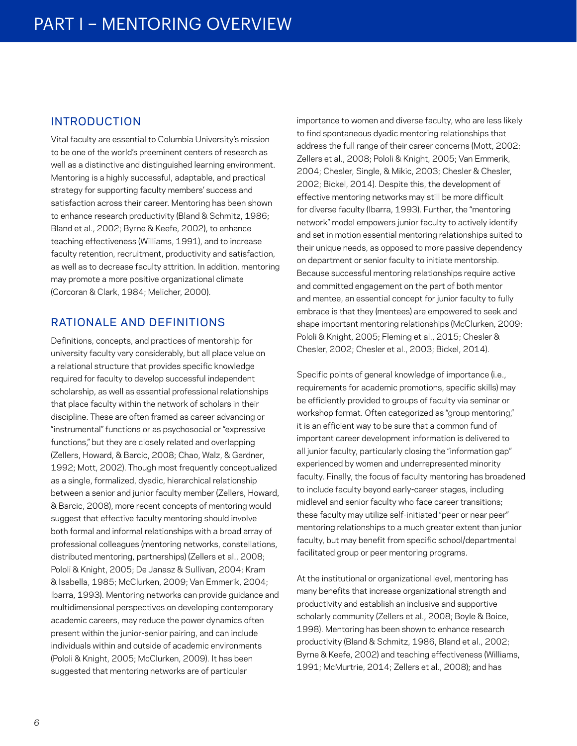# PART I – MENTORING OVERVIEW

## INTRODUCTION

Vital faculty are essential to Columbia University's mission to be one of the world's preeminent centers of research as well as a distinctive and distinguished learning environment. Mentoring is a highly successful, adaptable, and practical strategy for supporting faculty members' success and satisfaction across their career. Mentoring has been shown to enhance research productivity (Bland & Schmitz, 1986; Bland et al., 2002; Byrne & Keefe, 2002), to enhance teaching effectiveness (Williams, 1991), and to increase faculty retention, recruitment, productivity and satisfaction, as well as to decrease faculty attrition. In addition, mentoring may promote a more positive organizational climate (Corcoran & Clark, 1984; Melicher, 2000).

## RATIONALE AND DEFINITIONS

Definitions, concepts, and practices of mentorship for university faculty vary considerably, but all place value on a relational structure that provides specific knowledge required for faculty to develop successful independent scholarship, as well as essential professional relationships that place faculty within the network of scholars in their discipline. These are often framed as career advancing or "instrumental" functions or as psychosocial or "expressive functions," but they are closely related and overlapping (Zellers, Howard, & Barcic, 2008; Chao, Walz, & Gardner, 1992; Mott, 2002). Though most frequently conceptualized as a single, formalized, dyadic, hierarchical relationship between a senior and junior faculty member (Zellers, Howard, & Barcic, 2008), more recent concepts of mentoring would suggest that effective faculty mentoring should involve both formal and informal relationships with a broad array of professional colleagues (mentoring networks, constellations, distributed mentoring, partnerships) (Zellers et al., 2008; Pololi & Knight, 2005; De Janasz & Sullivan, 2004; Kram & Isabella, 1985; McClurken, 2009; Van Emmerik, 2004; Ibarra, 1993). Mentoring networks can provide guidance and multidimensional perspectives on developing contemporary academic careers, may reduce the power dynamics often present within the junior-senior pairing, and can include individuals within and outside of academic environments (Pololi & Knight, 2005; McClurken, 2009). It has been suggested that mentoring networks are of particular importance to women and diverse faculty, who are less likely to find spontaneous dyadic mentoring relationships that address the full range of their career concerns (Mott, 2002; Zellers et al., 2008; Pololi & Knight, 2005; Van Emmerik, 2004; Chesler, Single, & Mikic, 2003; Chesler & Chesler, 2002; Bickel, 2014). Despite this, the development of effective mentoring networks may still be more difficult for diverse faculty (Ibarra, 1993). Further, the "mentoring network" model empowers junior faculty to actively identify and set in motion essential mentoring relationships suited to their unique needs, as opposed to more passive dependency on department or senior faculty to initiate mentorship. Because successful mentoring relationships require active and committed engagement on the part of both mentor and mentee, an essential concept for junior faculty to fully embrace is that they (mentees) are empowered to seek and shape important mentoring relationships (McClurken, 2009; Pololi & Knight, 2005; Fleming et al., 2015; Chesler & Chesler, 2002; Chesler et al., 2003; Bickel, 2014).

Specific points of general knowledge of importance (i.e., requirements for academic promotions, specific skills) may be efficiently provided to groups of faculty via seminar or workshop format. Often categorized as "group mentoring," it is an efficient way to be sure that a common fund of important career development information is delivered to all junior faculty, particularly closing the "information gap" experienced by women and underrepresented minority faculty. Finally, the focus of faculty mentoring has broadened to include faculty beyond early-career stages, including midlevel and senior faculty who face career transitions; these faculty may utilize self-initiated "peer or near peer" mentoring relationships to a much greater extent than junior faculty, but may benefit from specific school/departmental facilitated group or peer mentoring programs.

At the institutional or organizational level, mentoring has many benefits that increase organizational strength and productivity and establish an inclusive and supportive scholarly community (Zellers et al., 2008; Boyle & Boice, 1998). Mentoring has been shown to enhance research productivity (Bland & Schmitz, 1986, Bland et al., 2002; Byrne & Keefe, 2002) and teaching effectiveness (Williams, 1991; McMurtrie, 2014; Zellers et al., 2008); and has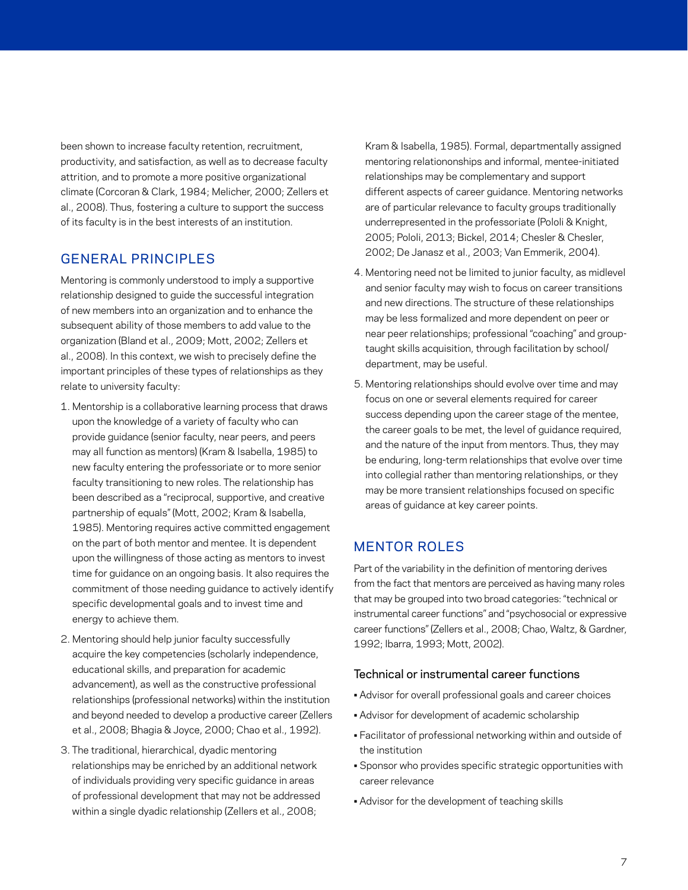been shown to increase faculty retention, recruitment, productivity, and satisfaction, as well as to decrease faculty attrition, and to promote a more positive organizational climate (Corcoran & Clark, 1984; Melicher, 2000; Zellers et al., 2008). Thus, fostering a culture to support the success of its faculty is in the best interests of an institution.

## GENERAL PRINCIPLES

Mentoring is commonly understood to imply a supportive relationship designed to guide the successful integration of new members into an organization and to enhance the subsequent ability of those members to add value to the organization (Bland et al., 2009; Mott, 2002; Zellers et al., 2008). In this context, we wish to precisely define the important principles of these types of relationships as they relate to university faculty:

1. Mentorship is a collaborative learning process that draws upon the knowledge of a variety of faculty who can provide guidance (senior faculty, near peers, and peers may all function as mentors) (Kram & Isabella, 1985) to new faculty entering the professoriate or to more senior faculty transitioning to new roles. The relationship has been described as a "reciprocal, supportive, and creative partnership of equals" (Mott, 2002; Kram & Isabella, 1985). Mentoring requires active committed engagement on the part of both mentor and mentee. It is dependent upon the willingness of those acting as mentors to invest time for guidance on an ongoing basis. It also requires the commitment of those needing guidance to actively identify specific developmental goals and to invest time and energy to achieve them.
2. Mentoring should help junior faculty successfully acquire the key competencies (scholarly independence, educational skills, and preparation for academic advancement), as well as the constructive professional relationships (professional networks) within the institution and beyond needed to develop a productive career (Zellers et al., 2008; Bhagia & Joyce, 2000; Chao et al., 1992).
3. The traditional, hierarchical, dyadic mentoring relationships may be enriched by an additional network of individuals providing very specific guidance in areas of professional development that may not be addressed within a single dyadic relationship (Zellers et al., 2008; Kram & Isabella, 1985). Formal, departmentally assigned mentoring relationonships and informal, mentee-initiated relationships may be complementary and support different aspects of career guidance. Mentoring networks are of particular relevance to faculty groups traditionally underrepresented in the professoriate (Pololi & Knight, 2005; Pololi, 2013; Bickel, 2014; Chesler & Chesler, 2002; De Janasz et al., 2003; Van Emmerik, 2004).
4. Mentoring need not be limited to junior faculty, as midlevel and senior faculty may wish to focus on career transitions and new directions. The structure of these relationships may be less formalized and more dependent on peer or near peer relationships; professional "coaching" and group-taught skills acquisition, through facilitation by school/department, may be useful.
5. Mentoring relationships should evolve over time and may focus on one or several elements required for career success depending upon the career stage of the mentee, the career goals to be met, the level of guidance required, and the nature of the input from mentors. Thus, they may be enduring, long-term relationships that evolve over time into collegial rather than mentoring relationships, or they may be more transient relationships focused on specific areas of guidance at key career points.

## MENTOR ROLES

Part of the variability in the definition of mentoring derives from the fact that mentors are perceived as having many roles that may be grouped into two broad categories: "technical or instrumental career functions" and "psychosocial or expressive career functions" (Zellers et al., 2008; Chao, Waltz, & Gardner, 1992; Ibarra, 1993; Mott, 2002).

### Technical or instrumental career functions

- Advisor for overall professional goals and career choices
- Advisor for development of academic scholarship
- Facilitator of professional networking within and outside of the institution
- Sponsor who provides specific strategic opportunities with career relevance
- Advisor for the development of teaching skills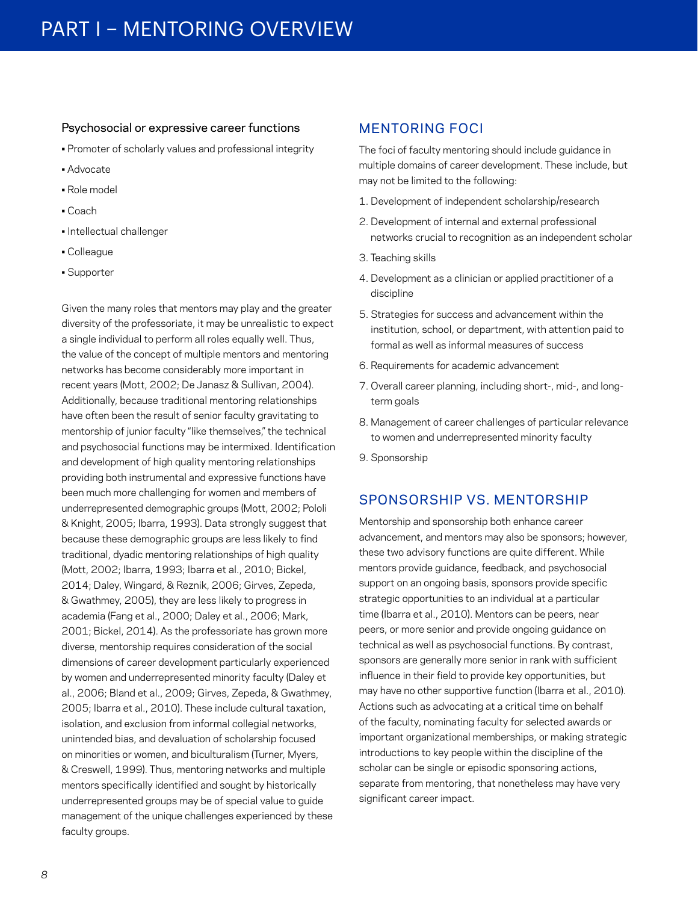#### Psychosocial or expressive career functions

- Promoter of scholarly values and professional integrity
- Advocate
- Role model
- Coach
- Intellectual challenger
- Colleague
- Supporter

Given the many roles that mentors may play and the greater diversity of the professoriate, it may be unrealistic to expect a single individual to perform all roles equally well. Thus, the value of the concept of multiple mentors and mentoring networks has become considerably more important in recent years (Mott, 2002; De Janasz & Sullivan, 2004). Additionally, because traditional mentoring relationships have often been the result of senior faculty gravitating to mentorship of junior faculty "like themselves," the technical and psychosocial functions may be intermixed. Identification and development of high quality mentoring relationships providing both instrumental and expressive functions have been much more challenging for women and members of underrepresented demographic groups (Mott, 2002; Pololi & Knight, 2005; Ibarra, 1993). Data strongly suggest that because these demographic groups are less likely to find traditional, dyadic mentoring relationships of high quality (Mott, 2002; Ibarra, 1993; Ibarra et al., 2010; Bickel, 2014; Daley, Wingard, & Reznik, 2006; Girves, Zepeda, & Gwathmey, 2005), they are less likely to progress in academia (Fang et al., 2000; Daley et al., 2006; Mark, 2001; Bickel, 2014). As the professoriate has grown more diverse, mentorship requires consideration of the social dimensions of career development particularly experienced by women and underrepresented minority faculty (Daley et al., 2006; Bland et al., 2009; Girves, Zepeda, & Gwathmey, 2005; Ibarra et al., 2010). These include cultural taxation, isolation, and exclusion from informal collegial networks, unintended bias, and devaluation of scholarship focused on minorities or women, and biculturalism (Turner, Myers, & Creswell, 1999). Thus, mentoring networks and multiple mentors specifically identified and sought by historically underrepresented groups may be of special value to guide management of the unique challenges experienced by these faculty groups.

## MENTORING FOCI

The foci of faculty mentoring should include guidance in multiple domains of career development. These include, but may not be limited to the following:

1. Development of independent scholarship/research
2. Development of internal and external professional networks crucial to recognition as an independent scholar
3. Teaching skills
4. Development as a clinician or applied practitioner of a discipline
5. Strategies for success and advancement within the institution, school, or department, with attention paid to formal as well as informal measures of success
6. Requirements for academic advancement
7. Overall career planning, including short-, mid-, and long-term goals
8. Management of career challenges of particular relevance to women and underrepresented minority faculty
9. Sponsorship

## SPONSORSHIP VS. MENTORSHIP

Mentorship and sponsorship both enhance career advancement, and mentors may also be sponsors; however, these two advisory functions are quite different. While mentors provide guidance, feedback, and psychosocial support on an ongoing basis, sponsors provide specific strategic opportunities to an individual at a particular time (Ibarra et al., 2010). Mentors can be peers, near peers, or more senior and provide ongoing guidance on technical as well as psychosocial functions. By contrast, sponsors are generally more senior in rank with sufficient influence in their field to provide key opportunities, but may have no other supportive function (Ibarra et al., 2010). Actions such as advocating at a critical time on behalf of the faculty, nominating faculty for selected awards or important organizational memberships, or making strategic introductions to key people within the discipline of the scholar can be single or episodic sponsoring actions, separate from mentoring, that nonetheless may have very significant career impact.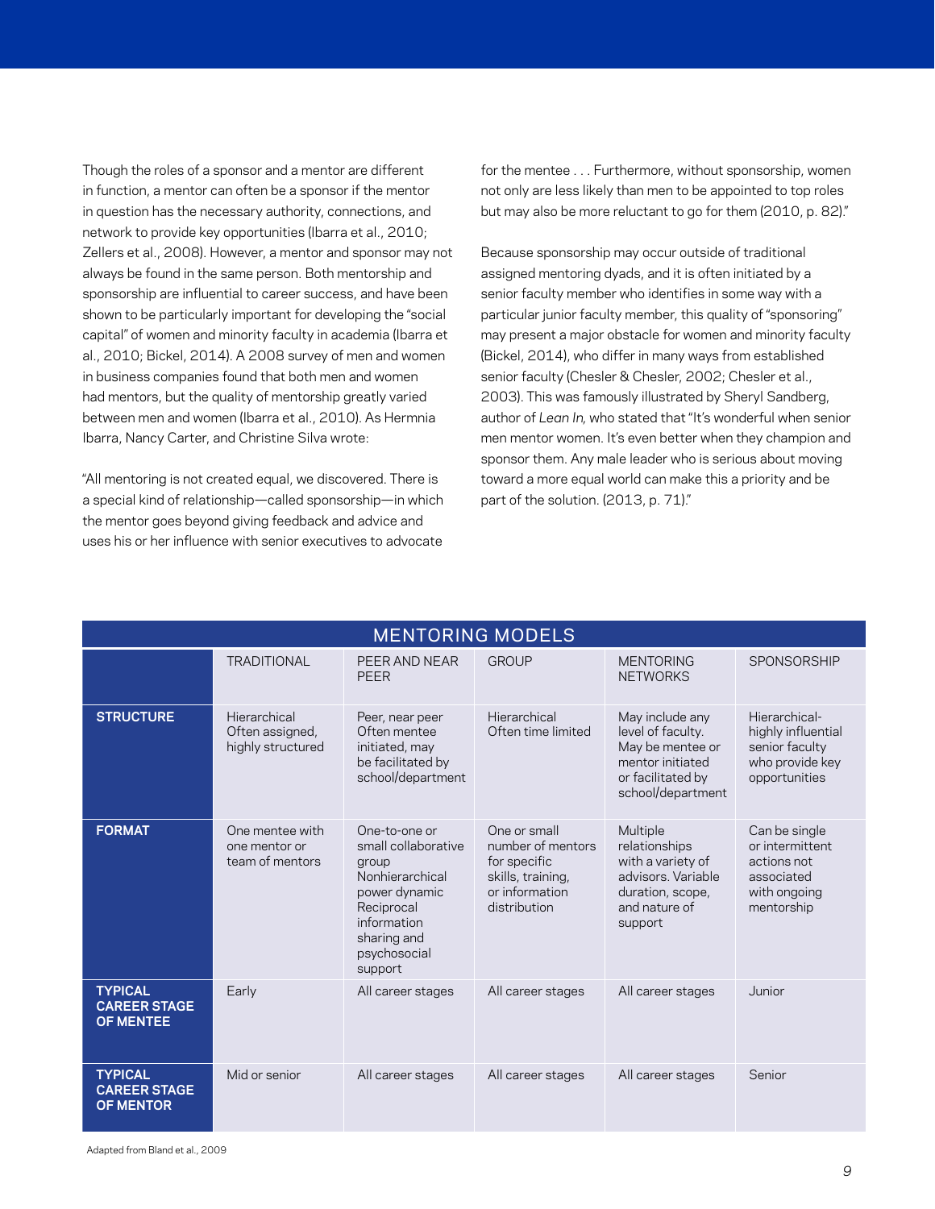Though the roles of a sponsor and a mentor are different in function, a mentor can often be a sponsor if the mentor in question has the necessary authority, connections, and network to provide key opportunities (Ibarra et al., 2010; Zellers et al., 2008). However, a mentor and sponsor may not always be found in the same person. Both mentorship and sponsorship are influential to career success, and have been shown to be particularly important for developing the "social capital" of women and minority faculty in academia (Ibarra et al., 2010; Bickel, 2014). A 2008 survey of men and women in business companies found that both men and women had mentors, but the quality of mentorship greatly varied between men and women (Ibarra et al., 2010). As Hermnia Ibarra, Nancy Carter, and Christine Silva wrote:

"All mentoring is not created equal, we discovered. There is a special kind of relationship—called sponsorship—in which the mentor goes beyond giving feedback and advice and uses his or her influence with senior executives to advocate for the mentee . . . Furthermore, without sponsorship, women not only are less likely than men to be appointed to top roles but may also be more reluctant to go for them (2010, p. 82)."

Because sponsorship may occur outside of traditional assigned mentoring dyads, and it is often initiated by a senior faculty member who identifies in some way with a particular junior faculty member, this quality of "sponsoring" may present a major obstacle for women and minority faculty (Bickel, 2014), who differ in many ways from established senior faculty (Chesler & Chesler, 2002; Chesler et al., 2003). This was famously illustrated by Sheryl Sandberg, author of *Lean In,* who stated that "It's wonderful when senior men mentor women. It's even better when they champion and sponsor them. Any male leader who is serious about moving toward a more equal world can make this a priority and be part of the solution. (2013, p. 71)."

## MENTORING MODELS

| | TRADITIONAL | PEER AND NEAR PEER | GROUP | MENTORING NETWORKS | SPONSORSHIP |
|---|---|---|---|---|---|
| **STRUCTURE** | Hierarchical Often assigned, highly structured | Peer, near peer Often mentee initiated, may be facilitated by school/department | Hierarchical Often time limited | May include any level of faculty. May be mentee or mentor initiated or facilitated by school/department | Hierarchical- highly influential senior faculty who provide key opportunities |
| **FORMAT** | One mentee with one mentor or team of mentors | One-to-one or small collaborative group Nonhierarchical power dynamic Reciprocal information sharing and psychosocial support | One or small number of mentors for specific skills, training, or information distribution | Multiple relationships with a variety of advisors. Variable duration, scope, and nature of support | Can be single or intermittent actions not associated with ongoing mentorship |
| **TYPICAL CAREER STAGE OF MENTEE** | Early | All career stages | All career stages | All career stages | Junior |
| **TYPICAL CAREER STAGE OF MENTOR** | Mid or senior | All career stages | All career stages | All career stages | Senior |

Adapted from Bland et al., 2009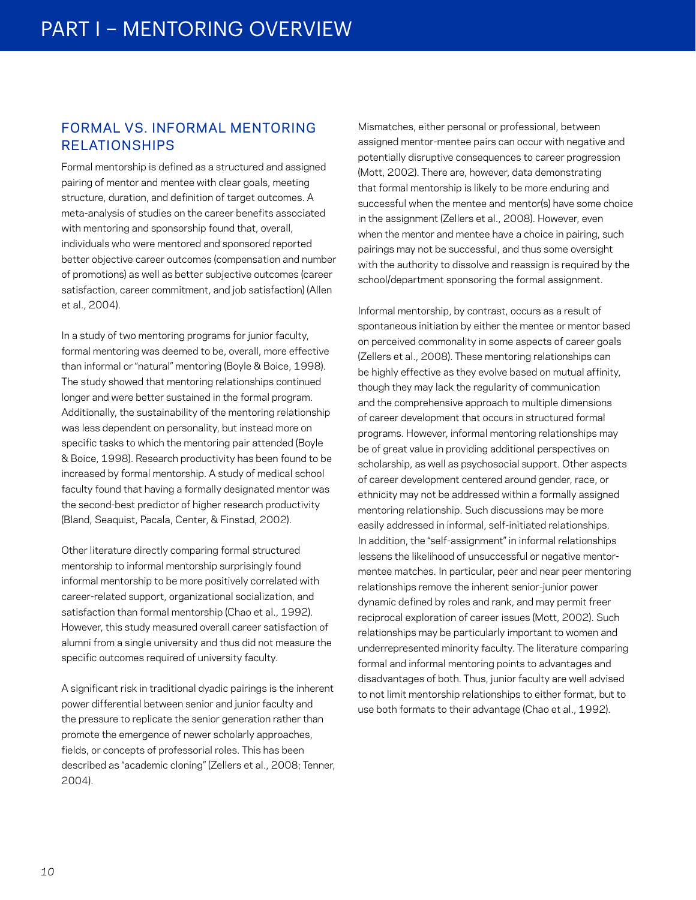## FORMAL VS. INFORMAL MENTORING RELATIONSHIPS

Formal mentorship is defined as a structured and assigned pairing of mentor and mentee with clear goals, meeting structure, duration, and definition of target outcomes. A meta-analysis of studies on the career benefits associated with mentoring and sponsorship found that, overall, individuals who were mentored and sponsored reported better objective career outcomes (compensation and number of promotions) as well as better subjective outcomes (career satisfaction, career commitment, and job satisfaction) (Allen et al., 2004).

In a study of two mentoring programs for junior faculty, formal mentoring was deemed to be, overall, more effective than informal or "natural" mentoring (Boyle & Boice, 1998). The study showed that mentoring relationships continued longer and were better sustained in the formal program. Additionally, the sustainability of the mentoring relationship was less dependent on personality, but instead more on specific tasks to which the mentoring pair attended (Boyle & Boice, 1998). Research productivity has been found to be increased by formal mentorship. A study of medical school faculty found that having a formally designated mentor was the second-best predictor of higher research productivity (Bland, Seaquist, Pacala, Center, & Finstad, 2002).

Other literature directly comparing formal structured mentorship to informal mentorship surprisingly found informal mentorship to be more positively correlated with career-related support, organizational socialization, and satisfaction than formal mentorship (Chao et al., 1992). However, this study measured overall career satisfaction of alumni from a single university and thus did not measure the specific outcomes required of university faculty.

A significant risk in traditional dyadic pairings is the inherent power differential between senior and junior faculty and the pressure to replicate the senior generation rather than promote the emergence of newer scholarly approaches, fields, or concepts of professorial roles. This has been described as "academic cloning" (Zellers et al., 2008; Tenner, 2004).

Mismatches, either personal or professional, between assigned mentor-mentee pairs can occur with negative and potentially disruptive consequences to career progression (Mott, 2002). There are, however, data demonstrating that formal mentorship is likely to be more enduring and successful when the mentee and mentor(s) have some choice in the assignment (Zellers et al., 2008). However, even when the mentor and mentee have a choice in pairing, such pairings may not be successful, and thus some oversight with the authority to dissolve and reassign is required by the school/department sponsoring the formal assignment.

Informal mentorship, by contrast, occurs as a result of spontaneous initiation by either the mentee or mentor based on perceived commonality in some aspects of career goals (Zellers et al., 2008). These mentoring relationships can be highly effective as they evolve based on mutual affinity, though they may lack the regularity of communication and the comprehensive approach to multiple dimensions of career development that occurs in structured formal programs. However, informal mentoring relationships may be of great value in providing additional perspectives on scholarship, as well as psychosocial support. Other aspects of career development centered around gender, race, or ethnicity may not be addressed within a formally assigned mentoring relationship. Such discussions may be more easily addressed in informal, self-initiated relationships. In addition, the "self-assignment" in informal relationships lessens the likelihood of unsuccessful or negative mentor-mentee matches. In particular, peer and near peer mentoring relationships remove the inherent senior-junior power dynamic defined by roles and rank, and may permit freer reciprocal exploration of career issues (Mott, 2002). Such relationships may be particularly important to women and underrepresented minority faculty. The literature comparing formal and informal mentoring points to advantages and disadvantages of both. Thus, junior faculty are well advised to not limit mentorship relationships to either format, but to use both formats to their advantage (Chao et al., 1992).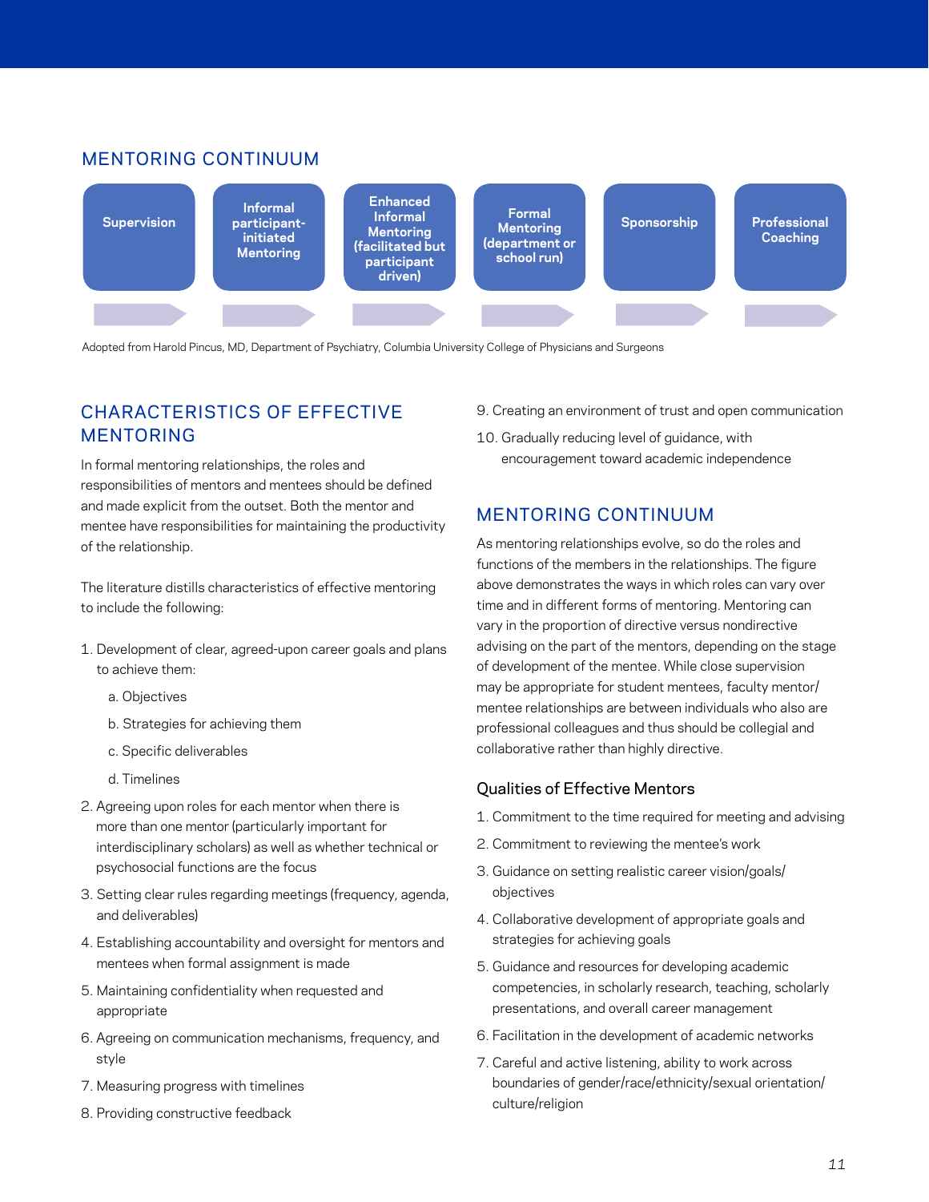## MENTORING CONTINUUM

Supervision → Informal participant-initiated Mentoring → Enhanced Informal Mentoring (facilitated but participant driven) → Formal Mentoring (department or school run) → Sponsorship → Professional Coaching

Adopted from Harold Pincus, MD, Department of Psychiatry, Columbia University College of Physicians and Surgeons

## CHARACTERISTICS OF EFFECTIVE MENTORING

In formal mentoring relationships, the roles and responsibilities of mentors and mentees should be defined and made explicit from the outset. Both the mentor and mentee have responsibilities for maintaining the productivity of the relationship.

The literature distills characteristics of effective mentoring to include the following:

1. Development of clear, agreed-upon career goals and plans to achieve them:
   a. Objectives
   b. Strategies for achieving them
   c. Specific deliverables
   d. Timelines
2. Agreeing upon roles for each mentor when there is more than one mentor (particularly important for interdisciplinary scholars) as well as whether technical or psychosocial functions are the focus
3. Setting clear rules regarding meetings (frequency, agenda, and deliverables)
4. Establishing accountability and oversight for mentors and mentees when formal assignment is made
5. Maintaining confidentiality when requested and appropriate
6. Agreeing on communication mechanisms, frequency, and style
7. Measuring progress with timelines
8. Providing constructive feedback
9. Creating an environment of trust and open communication
10. Gradually reducing level of guidance, with encouragement toward academic independence

## MENTORING CONTINUUM

As mentoring relationships evolve, so do the roles and functions of the members in the relationships. The figure above demonstrates the ways in which roles can vary over time and in different forms of mentoring. Mentoring can vary in the proportion of directive versus nondirective advising on the part of the mentors, depending on the stage of development of the mentee. While close supervision may be appropriate for student mentees, faculty mentor/mentee relationships are between individuals who also are professional colleagues and thus should be collegial and collaborative rather than highly directive.

### Qualities of Effective Mentors

1. Commitment to the time required for meeting and advising
2. Commitment to reviewing the mentee's work
3. Guidance on setting realistic career vision/goals/objectives
4. Collaborative development of appropriate goals and strategies for achieving goals
5. Guidance and resources for developing academic competencies, in scholarly research, teaching, scholarly presentations, and overall career management
6. Facilitation in the development of academic networks
7. Careful and active listening, ability to work across boundaries of gender/race/ethnicity/sexual orientation/culture/religion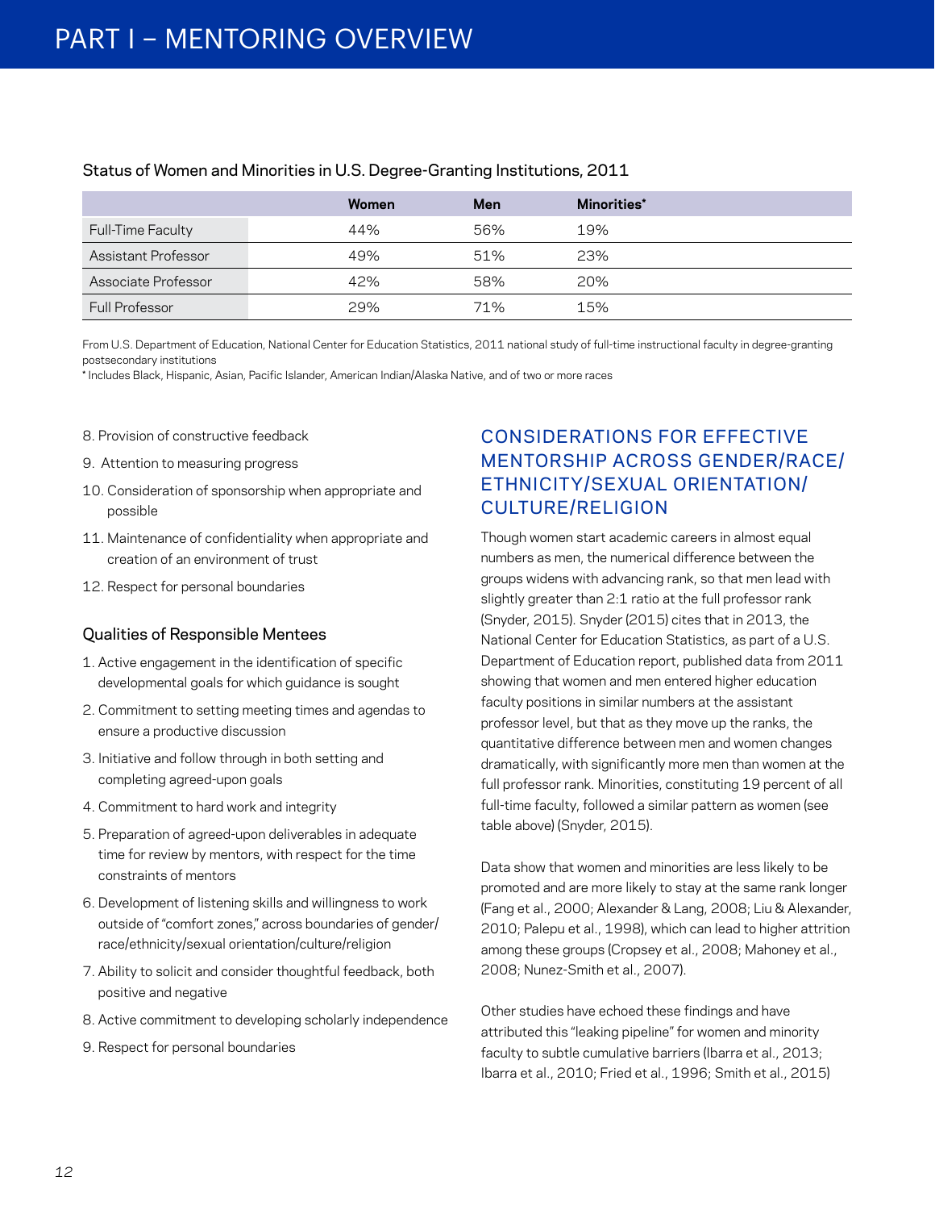Status of Women and Minorities in U.S. Degree-Granting Institutions, 2011

| | Women | Men | Minorities* |
|---|---|---|---|
| Full-Time Faculty | 44% | 56% | 19% |
| Assistant Professor | 49% | 51% | 23% |
| Associate Professor | 42% | 58% | 20% |
| Full Professor | 29% | 71% | 15% |

From U.S. Department of Education, National Center for Education Statistics, 2011 national study of full-time instructional faculty in degree-granting postsecondary institutions

\* Includes Black, Hispanic, Asian, Pacific Islander, American Indian/Alaska Native, and of two or more races

8. Provision of constructive feedback
9. Attention to measuring progress
10. Consideration of sponsorship when appropriate and possible
11. Maintenance of confidentiality when appropriate and creation of an environment of trust
12. Respect for personal boundaries

### Qualities of Responsible Mentees

1. Active engagement in the identification of specific developmental goals for which guidance is sought
2. Commitment to setting meeting times and agendas to ensure a productive discussion
3. Initiative and follow through in both setting and completing agreed-upon goals
4. Commitment to hard work and integrity
5. Preparation of agreed-upon deliverables in adequate time for review by mentors, with respect for the time constraints of mentors
6. Development of listening skills and willingness to work outside of "comfort zones," across boundaries of gender/race/ethnicity/sexual orientation/culture/religion
7. Ability to solicit and consider thoughtful feedback, both positive and negative
8. Active commitment to developing scholarly independence
9. Respect for personal boundaries

## CONSIDERATIONS FOR EFFECTIVE MENTORSHIP ACROSS GENDER/RACE/ETHNICITY/SEXUAL ORIENTATION/CULTURE/RELIGION

Though women start academic careers in almost equal numbers as men, the numerical difference between the groups widens with advancing rank, so that men lead with slightly greater than 2:1 ratio at the full professor rank (Snyder, 2015). Snyder (2015) cites that in 2013, the National Center for Education Statistics, as part of a U.S. Department of Education report, published data from 2011 showing that women and men entered higher education faculty positions in similar numbers at the assistant professor level, but that as they move up the ranks, the quantitative difference between men and women changes dramatically, with significantly more men than women at the full professor rank. Minorities, constituting 19 percent of all full-time faculty, followed a similar pattern as women (see table above) (Snyder, 2015).

Data show that women and minorities are less likely to be promoted and are more likely to stay at the same rank longer (Fang et al., 2000; Alexander & Lang, 2008; Liu & Alexander, 2010; Palepu et al., 1998), which can lead to higher attrition among these groups (Cropsey et al., 2008; Mahoney et al., 2008; Nunez-Smith et al., 2007).

Other studies have echoed these findings and have attributed this "leaking pipeline" for women and minority faculty to subtle cumulative barriers (Ibarra et al., 2013; Ibarra et al., 2010; Fried et al., 1996; Smith et al., 2015)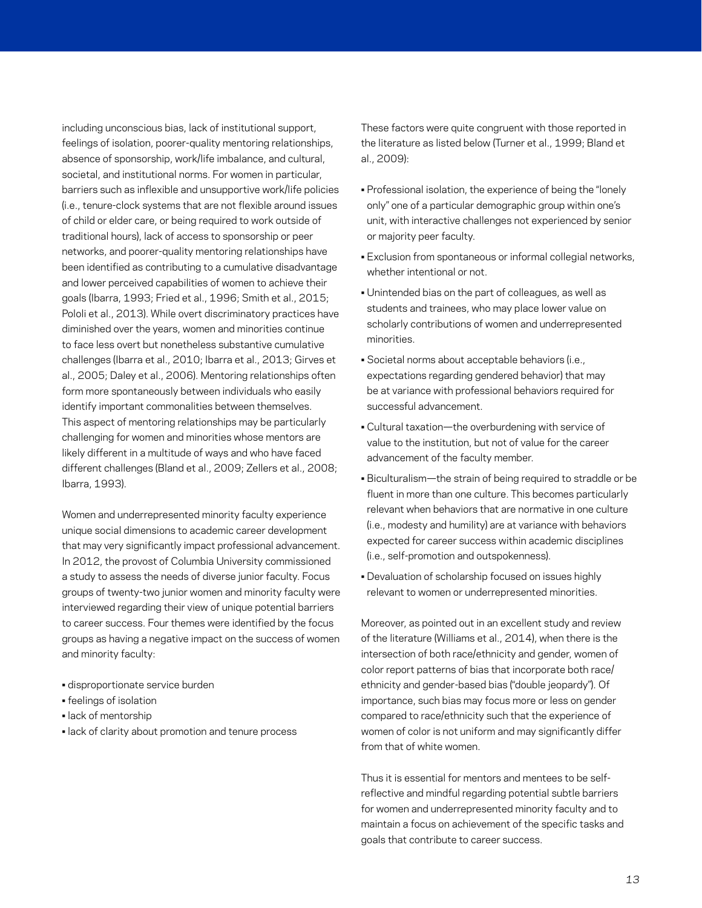including unconscious bias, lack of institutional support, feelings of isolation, poorer-quality mentoring relationships, absence of sponsorship, work/life imbalance, and cultural, societal, and institutional norms. For women in particular, barriers such as inflexible and unsupportive work/life policies (i.e., tenure-clock systems that are not flexible around issues of child or elder care, or being required to work outside of traditional hours), lack of access to sponsorship or peer networks, and poorer-quality mentoring relationships have been identified as contributing to a cumulative disadvantage and lower perceived capabilities of women to achieve their goals (Ibarra, 1993; Fried et al., 1996; Smith et al., 2015; Pololi et al., 2013). While overt discriminatory practices have diminished over the years, women and minorities continue to face less overt but nonetheless substantive cumulative challenges (Ibarra et al., 2010; Ibarra et al., 2013; Girves et al., 2005; Daley et al., 2006). Mentoring relationships often form more spontaneously between individuals who easily identify important commonalities between themselves. This aspect of mentoring relationships may be particularly challenging for women and minorities whose mentors are likely different in a multitude of ways and who have faced different challenges (Bland et al., 2009; Zellers et al., 2008; Ibarra, 1993).

Women and underrepresented minority faculty experience unique social dimensions to academic career development that may very significantly impact professional advancement. In 2012, the provost of Columbia University commissioned a study to assess the needs of diverse junior faculty. Focus groups of twenty-two junior women and minority faculty were interviewed regarding their view of unique potential barriers to career success. Four themes were identified by the focus groups as having a negative impact on the success of women and minority faculty:

- disproportionate service burden
- feelings of isolation
- lack of mentorship
- lack of clarity about promotion and tenure process

These factors were quite congruent with those reported in the literature as listed below (Turner et al., 1999; Bland et al., 2009):

- Professional isolation, the experience of being the "lonely only" one of a particular demographic group within one's unit, with interactive challenges not experienced by senior or majority peer faculty.
- Exclusion from spontaneous or informal collegial networks, whether intentional or not.
- Unintended bias on the part of colleagues, as well as students and trainees, who may place lower value on scholarly contributions of women and underrepresented minorities.
- Societal norms about acceptable behaviors (i.e., expectations regarding gendered behavior) that may be at variance with professional behaviors required for successful advancement.
- Cultural taxation—the overburdening with service of value to the institution, but not of value for the career advancement of the faculty member.
- Biculturalism—the strain of being required to straddle or be fluent in more than one culture. This becomes particularly relevant when behaviors that are normative in one culture (i.e., modesty and humility) are at variance with behaviors expected for career success within academic disciplines (i.e., self-promotion and outspokenness).
- Devaluation of scholarship focused on issues highly relevant to women or underrepresented minorities.

Moreover, as pointed out in an excellent study and review of the literature (Williams et al., 2014), when there is the intersection of both race/ethnicity and gender, women of color report patterns of bias that incorporate both race/ethnicity and gender-based bias ("double jeopardy"). Of importance, such bias may focus more or less on gender compared to race/ethnicity such that the experience of women of color is not uniform and may significantly differ from that of white women.

Thus it is essential for mentors and mentees to be self-reflective and mindful regarding potential subtle barriers for women and underrepresented minority faculty and to maintain a focus on achievement of the specific tasks and goals that contribute to career success.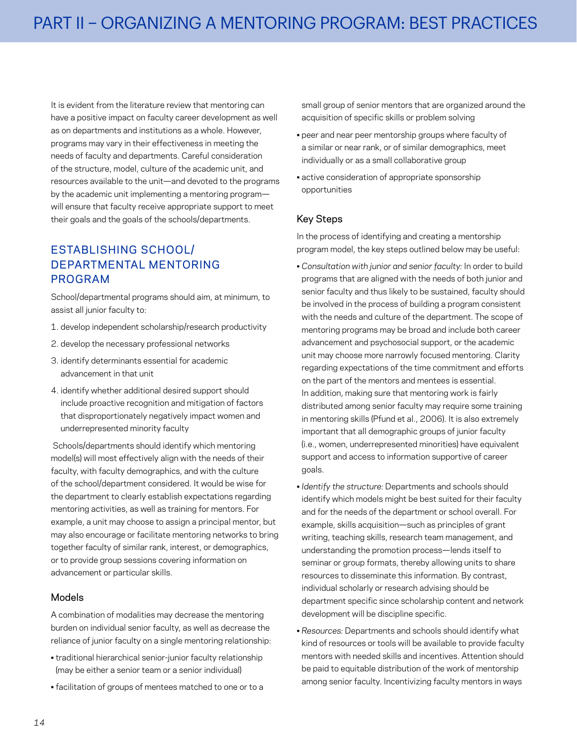# PART II – ORGANIZING A MENTORING PROGRAM: BEST PRACTICES

It is evident from the literature review that mentoring can have a positive impact on faculty career development as well as on departments and institutions as a whole. However, programs may vary in their effectiveness in meeting the needs of faculty and departments. Careful consideration of the structure, model, culture of the academic unit, and resources available to the unit—and devoted to the programs by the academic unit implementing a mentoring program—will ensure that faculty receive appropriate support to meet their goals and the goals of the schools/departments.

## ESTABLISHING SCHOOL/ DEPARTMENTAL MENTORING PROGRAM

School/departmental programs should aim, at minimum, to assist all junior faculty to:

1. develop independent scholarship/research productivity
2. develop the necessary professional networks
3. identify determinants essential for academic advancement in that unit
4. identify whether additional desired support should include proactive recognition and mitigation of factors that disproportionately negatively impact women and underrepresented minority faculty

Schools/departments should identify which mentoring model(s) will most effectively align with the needs of their faculty, with faculty demographics, and with the culture of the school/department considered. It would be wise for the department to clearly establish expectations regarding mentoring activities, as well as training for mentors. For example, a unit may choose to assign a principal mentor, but may also encourage or facilitate mentoring networks to bring together faculty of similar rank, interest, or demographics, or to provide group sessions covering information on advancement or particular skills.

### Models

A combination of modalities may decrease the mentoring burden on individual senior faculty, as well as decrease the reliance of junior faculty on a single mentoring relationship:

- traditional hierarchical senior-junior faculty relationship (may be either a senior team or a senior individual)
- facilitation of groups of mentees matched to one or to a small group of senior mentors that are organized around the acquisition of specific skills or problem solving
- peer and near peer mentorship groups where faculty of a similar or near rank, or of similar demographics, meet individually or as a small collaborative group
- active consideration of appropriate sponsorship opportunities

### Key Steps

In the process of identifying and creating a mentorship program model, the key steps outlined below may be useful:

- *Consultation with junior and senior faculty:* In order to build programs that are aligned with the needs of both junior and senior faculty and thus likely to be sustained, faculty should be involved in the process of building a program consistent with the needs and culture of the department. The scope of mentoring programs may be broad and include both career advancement and psychosocial support, or the academic unit may choose more narrowly focused mentoring. Clarity regarding expectations of the time commitment and efforts on the part of the mentors and mentees is essential. In addition, making sure that mentoring work is fairly distributed among senior faculty may require some training in mentoring skills (Pfund et al., 2006). It is also extremely important that all demographic groups of junior faculty (i.e., women, underrepresented minorities) have equivalent support and access to information supportive of career goals.
- *Identify the structure:* Departments and schools should identify which models might be best suited for their faculty and for the needs of the department or school overall. For example, skills acquisition—such as principles of grant writing, teaching skills, research team management, and understanding the promotion process—lends itself to seminar or group formats, thereby allowing units to share resources to disseminate this information. By contrast, individual scholarly or research advising should be department specific since scholarship content and network development will be discipline specific.
- *Resources:* Departments and schools should identify what kind of resources or tools will be available to provide faculty mentors with needed skills and incentives. Attention should be paid to equitable distribution of the work of mentorship among senior faculty. Incentivizing faculty mentors in ways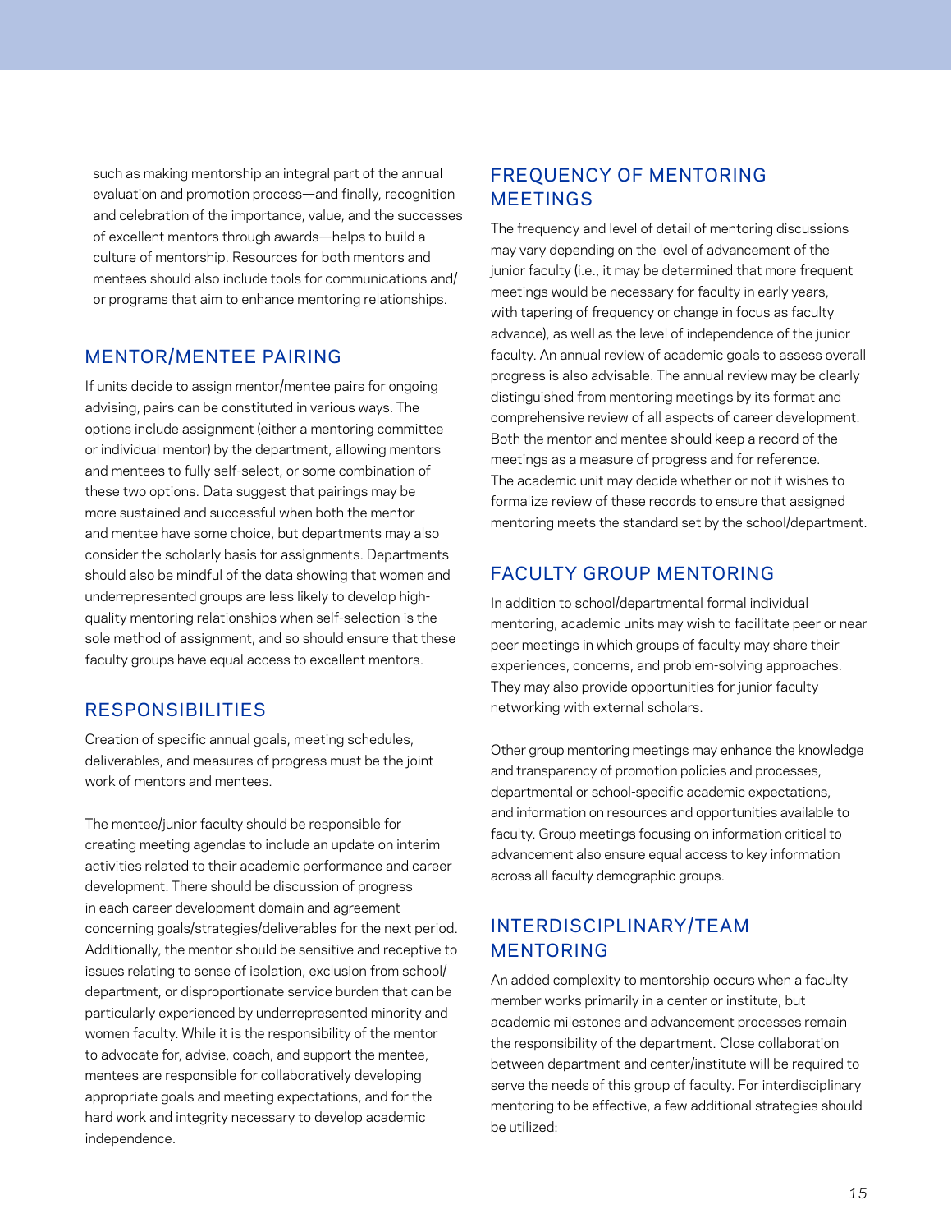such as making mentorship an integral part of the annual evaluation and promotion process—and finally, recognition and celebration of the importance, value, and the successes of excellent mentors through awards—helps to build a culture of mentorship. Resources for both mentors and mentees should also include tools for communications and/or programs that aim to enhance mentoring relationships.

## MENTOR/MENTEE PAIRING

If units decide to assign mentor/mentee pairs for ongoing advising, pairs can be constituted in various ways. The options include assignment (either a mentoring committee or individual mentor) by the department, allowing mentors and mentees to fully self-select, or some combination of these two options. Data suggest that pairings may be more sustained and successful when both the mentor and mentee have some choice, but departments may also consider the scholarly basis for assignments. Departments should also be mindful of the data showing that women and underrepresented groups are less likely to develop high-quality mentoring relationships when self-selection is the sole method of assignment, and so should ensure that these faculty groups have equal access to excellent mentors.

## RESPONSIBILITIES

Creation of specific annual goals, meeting schedules, deliverables, and measures of progress must be the joint work of mentors and mentees.

The mentee/junior faculty should be responsible for creating meeting agendas to include an update on interim activities related to their academic performance and career development. There should be discussion of progress in each career development domain and agreement concerning goals/strategies/deliverables for the next period. Additionally, the mentor should be sensitive and receptive to issues relating to sense of isolation, exclusion from school/department, or disproportionate service burden that can be particularly experienced by underrepresented minority and women faculty. While it is the responsibility of the mentor to advocate for, advise, coach, and support the mentee, mentees are responsible for collaboratively developing appropriate goals and meeting expectations, and for the hard work and integrity necessary to develop academic independence.

## FREQUENCY OF MENTORING MEETINGS

The frequency and level of detail of mentoring discussions may vary depending on the level of advancement of the junior faculty (i.e., it may be determined that more frequent meetings would be necessary for faculty in early years, with tapering of frequency or change in focus as faculty advance), as well as the level of independence of the junior faculty. An annual review of academic goals to assess overall progress is also advisable. The annual review may be clearly distinguished from mentoring meetings by its format and comprehensive review of all aspects of career development. Both the mentor and mentee should keep a record of the meetings as a measure of progress and for reference. The academic unit may decide whether or not it wishes to formalize review of these records to ensure that assigned mentoring meets the standard set by the school/department.

## FACULTY GROUP MENTORING

In addition to school/departmental formal individual mentoring, academic units may wish to facilitate peer or near peer meetings in which groups of faculty may share their experiences, concerns, and problem-solving approaches. They may also provide opportunities for junior faculty networking with external scholars.

Other group mentoring meetings may enhance the knowledge and transparency of promotion policies and processes, departmental or school-specific academic expectations, and information on resources and opportunities available to faculty. Group meetings focusing on information critical to advancement also ensure equal access to key information across all faculty demographic groups.

## INTERDISCIPLINARY/TEAM MENTORING

An added complexity to mentorship occurs when a faculty member works primarily in a center or institute, but academic milestones and advancement processes remain the responsibility of the department. Close collaboration between department and center/institute will be required to serve the needs of this group of faculty. For interdisciplinary mentoring to be effective, a few additional strategies should be utilized: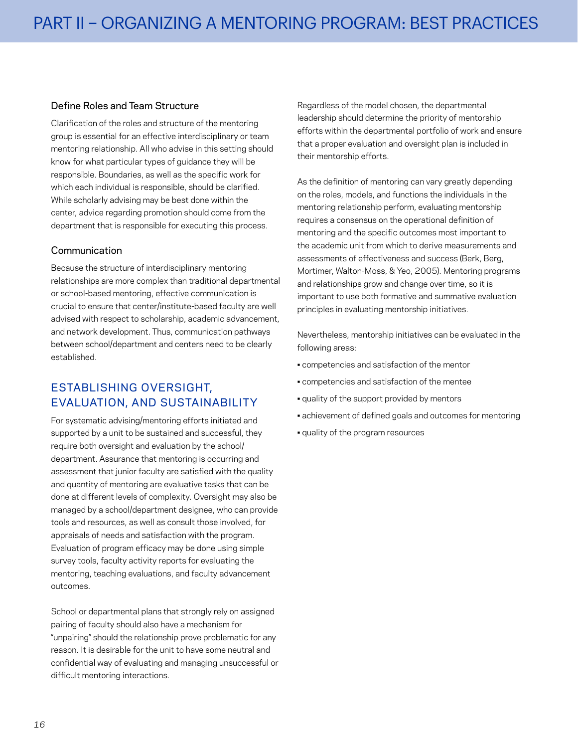### Define Roles and Team Structure

Clarification of the roles and structure of the mentoring group is essential for an effective interdisciplinary or team mentoring relationship. All who advise in this setting should know for what particular types of guidance they will be responsible. Boundaries, as well as the specific work for which each individual is responsible, should be clarified. While scholarly advising may be best done within the center, advice regarding promotion should come from the department that is responsible for executing this process.

### Communication

Because the structure of interdisciplinary mentoring relationships are more complex than traditional departmental or school-based mentoring, effective communication is crucial to ensure that center/institute-based faculty are well advised with respect to scholarship, academic advancement, and network development. Thus, communication pathways between school/department and centers need to be clearly established.

## ESTABLISHING OVERSIGHT, EVALUATION, AND SUSTAINABILITY

For systematic advising/mentoring efforts initiated and supported by a unit to be sustained and successful, they require both oversight and evaluation by the school/department. Assurance that mentoring is occurring and assessment that junior faculty are satisfied with the quality and quantity of mentoring are evaluative tasks that can be done at different levels of complexity. Oversight may also be managed by a school/department designee, who can provide tools and resources, as well as consult those involved, for appraisals of needs and satisfaction with the program. Evaluation of program efficacy may be done using simple survey tools, faculty activity reports for evaluating the mentoring, teaching evaluations, and faculty advancement outcomes.

School or departmental plans that strongly rely on assigned pairing of faculty should also have a mechanism for "unpairing" should the relationship prove problematic for any reason. It is desirable for the unit to have some neutral and confidential way of evaluating and managing unsuccessful or difficult mentoring interactions.

Regardless of the model chosen, the departmental leadership should determine the priority of mentorship efforts within the departmental portfolio of work and ensure that a proper evaluation and oversight plan is included in their mentorship efforts.

As the definition of mentoring can vary greatly depending on the roles, models, and functions the individuals in the mentoring relationship perform, evaluating mentorship requires a consensus on the operational definition of mentoring and the specific outcomes most important to the academic unit from which to derive measurements and assessments of effectiveness and success (Berk, Berg, Mortimer, Walton-Moss, & Yeo, 2005). Mentoring programs and relationships grow and change over time, so it is important to use both formative and summative evaluation principles in evaluating mentorship initiatives.

Nevertheless, mentorship initiatives can be evaluated in the following areas:

- competencies and satisfaction of the mentor
- competencies and satisfaction of the mentee
- quality of the support provided by mentors
- achievement of defined goals and outcomes for mentoring
- quality of the program resources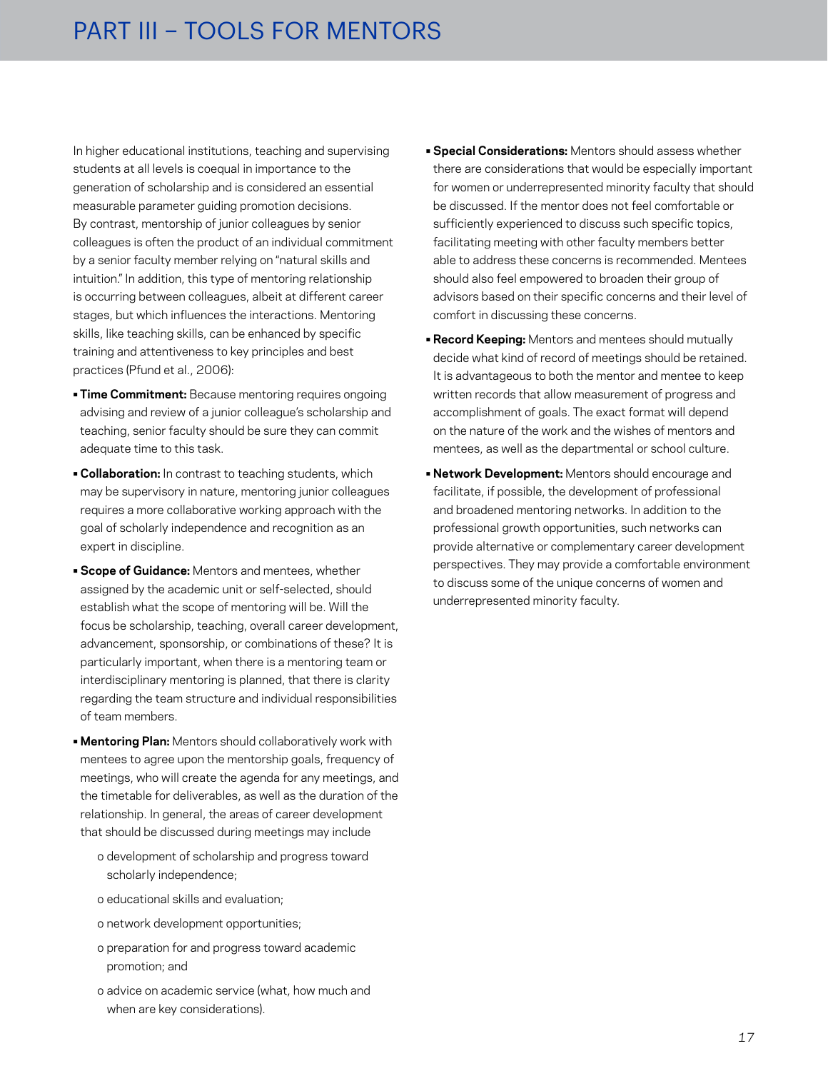# PART III – TOOLS FOR MENTORS

In higher educational institutions, teaching and supervising students at all levels is coequal in importance to the generation of scholarship and is considered an essential measurable parameter guiding promotion decisions. By contrast, mentorship of junior colleagues by senior colleagues is often the product of an individual commitment by a senior faculty member relying on "natural skills and intuition." In addition, this type of mentoring relationship is occurring between colleagues, albeit at different career stages, but which influences the interactions. Mentoring skills, like teaching skills, can be enhanced by specific training and attentiveness to key principles and best practices (Pfund et al., 2006):

- **Time Commitment:** Because mentoring requires ongoing advising and review of a junior colleague's scholarship and teaching, senior faculty should be sure they can commit adequate time to this task.
- **Collaboration:** In contrast to teaching students, which may be supervisory in nature, mentoring junior colleagues requires a more collaborative working approach with the goal of scholarly independence and recognition as an expert in discipline.
- **Scope of Guidance:** Mentors and mentees, whether assigned by the academic unit or self-selected, should establish what the scope of mentoring will be. Will the focus be scholarship, teaching, overall career development, advancement, sponsorship, or combinations of these? It is particularly important, when there is a mentoring team or interdisciplinary mentoring is planned, that there is clarity regarding the team structure and individual responsibilities of team members.
- **Mentoring Plan:** Mentors should collaboratively work with mentees to agree upon the mentorship goals, frequency of meetings, who will create the agenda for any meetings, and the timetable for deliverables, as well as the duration of the relationship. In general, the areas of career development that should be discussed during meetings may include
  - development of scholarship and progress toward scholarly independence;
  - educational skills and evaluation;
  - network development opportunities;
  - preparation for and progress toward academic promotion; and
  - advice on academic service (what, how much and when are key considerations).
- **Special Considerations:** Mentors should assess whether there are considerations that would be especially important for women or underrepresented minority faculty that should be discussed. If the mentor does not feel comfortable or sufficiently experienced to discuss such specific topics, facilitating meeting with other faculty members better able to address these concerns is recommended. Mentees should also feel empowered to broaden their group of advisors based on their specific concerns and their level of comfort in discussing these concerns.
- **Record Keeping:** Mentors and mentees should mutually decide what kind of record of meetings should be retained. It is advantageous to both the mentor and mentee to keep written records that allow measurement of progress and accomplishment of goals. The exact format will depend on the nature of the work and the wishes of mentors and mentees, as well as the departmental or school culture.
- **Network Development:** Mentors should encourage and facilitate, if possible, the development of professional and broadened mentoring networks. In addition to the professional growth opportunities, such networks can provide alternative or complementary career development perspectives. They may provide a comfortable environment to discuss some of the unique concerns of women and underrepresented minority faculty.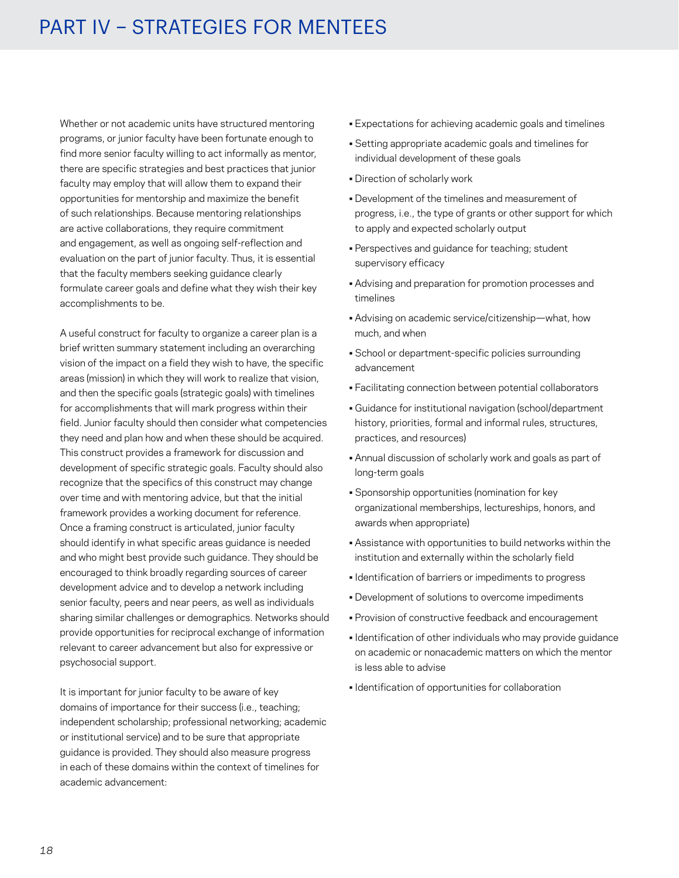# PART IV – STRATEGIES FOR MENTEES

Whether or not academic units have structured mentoring programs, or junior faculty have been fortunate enough to find more senior faculty willing to act informally as mentor, there are specific strategies and best practices that junior faculty may employ that will allow them to expand their opportunities for mentorship and maximize the benefit of such relationships. Because mentoring relationships are active collaborations, they require commitment and engagement, as well as ongoing self-reflection and evaluation on the part of junior faculty. Thus, it is essential that the faculty members seeking guidance clearly formulate career goals and define what they wish their key accomplishments to be.

A useful construct for faculty to organize a career plan is a brief written summary statement including an overarching vision of the impact on a field they wish to have, the specific areas (mission) in which they will work to realize that vision, and then the specific goals (strategic goals) with timelines for accomplishments that will mark progress within their field. Junior faculty should then consider what competencies they need and plan how and when these should be acquired. This construct provides a framework for discussion and development of specific strategic goals. Faculty should also recognize that the specifics of this construct may change over time and with mentoring advice, but that the initial framework provides a working document for reference. Once a framing construct is articulated, junior faculty should identify in what specific areas guidance is needed and who might best provide such guidance. They should be encouraged to think broadly regarding sources of career development advice and to develop a network including senior faculty, peers and near peers, as well as individuals sharing similar challenges or demographics. Networks should provide opportunities for reciprocal exchange of information relevant to career advancement but also for expressive or psychosocial support.

It is important for junior faculty to be aware of key domains of importance for their success (i.e., teaching; independent scholarship; professional networking; academic or institutional service) and to be sure that appropriate guidance is provided. They should also measure progress in each of these domains within the context of timelines for academic advancement:

- Expectations for achieving academic goals and timelines
- Setting appropriate academic goals and timelines for individual development of these goals
- Direction of scholarly work
- Development of the timelines and measurement of progress, i.e., the type of grants or other support for which to apply and expected scholarly output
- Perspectives and guidance for teaching; student supervisory efficacy
- Advising and preparation for promotion processes and timelines
- Advising on academic service/citizenship—what, how much, and when
- School or department-specific policies surrounding advancement
- Facilitating connection between potential collaborators
- Guidance for institutional navigation (school/department history, priorities, formal and informal rules, structures, practices, and resources)
- Annual discussion of scholarly work and goals as part of long-term goals
- Sponsorship opportunities (nomination for key organizational memberships, lectureships, honors, and awards when appropriate)
- Assistance with opportunities to build networks within the institution and externally within the scholarly field
- Identification of barriers or impediments to progress
- Development of solutions to overcome impediments
- Provision of constructive feedback and encouragement
- Identification of other individuals who may provide guidance on academic or nonacademic matters on which the mentor is less able to advise
- Identification of opportunities for collaboration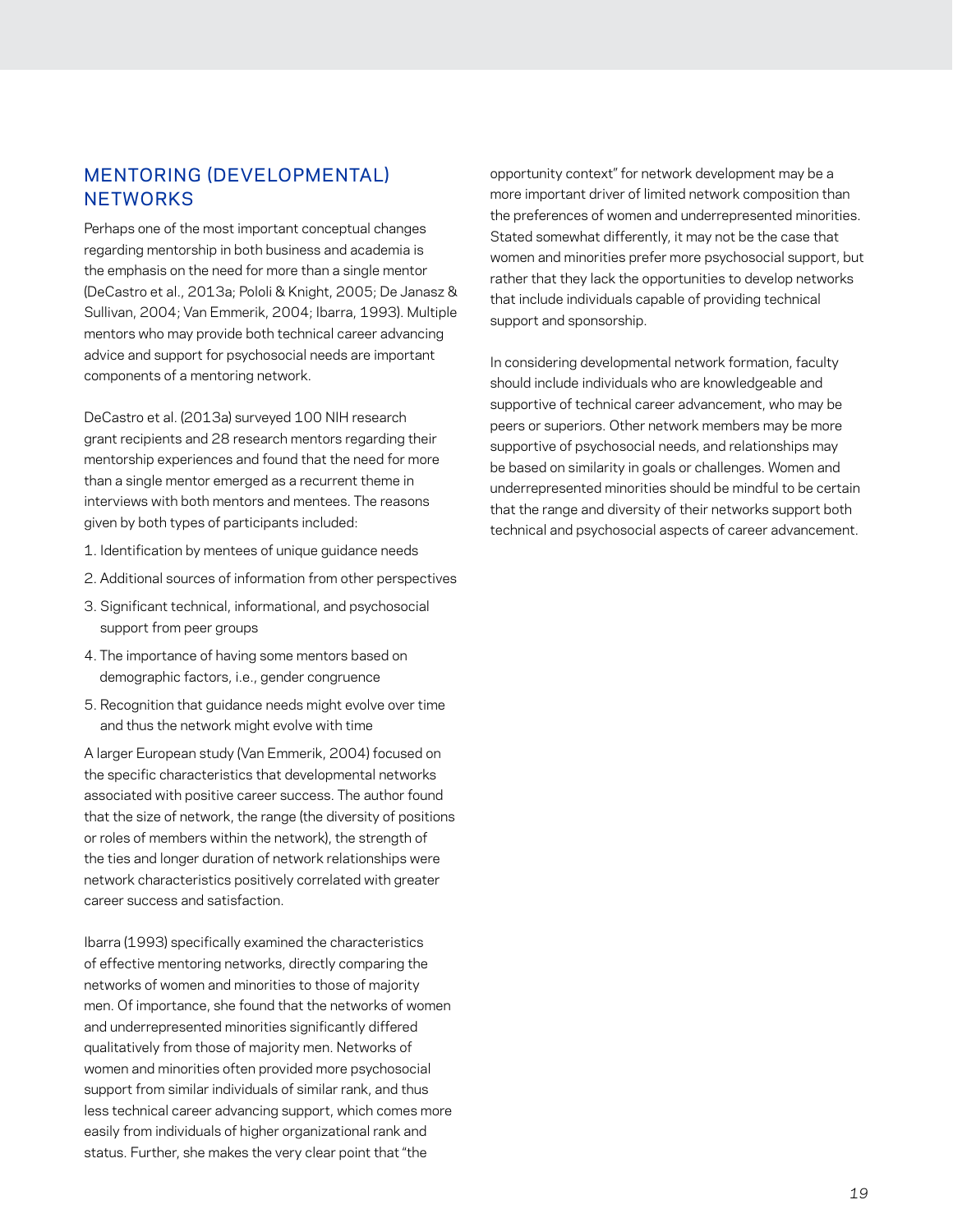## MENTORING (DEVELOPMENTAL) NETWORKS

Perhaps one of the most important conceptual changes regarding mentorship in both business and academia is the emphasis on the need for more than a single mentor (DeCastro et al., 2013a; Pololi & Knight, 2005; De Janasz & Sullivan, 2004; Van Emmerik, 2004; Ibarra, 1993). Multiple mentors who may provide both technical career advancing advice and support for psychosocial needs are important components of a mentoring network.

DeCastro et al. (2013a) surveyed 100 NIH research grant recipients and 28 research mentors regarding their mentorship experiences and found that the need for more than a single mentor emerged as a recurrent theme in interviews with both mentors and mentees. The reasons given by both types of participants included:

1. Identification by mentees of unique guidance needs
2. Additional sources of information from other perspectives
3. Significant technical, informational, and psychosocial support from peer groups
4. The importance of having some mentors based on demographic factors, i.e., gender congruence
5. Recognition that guidance needs might evolve over time and thus the network might evolve with time

A larger European study (Van Emmerik, 2004) focused on the specific characteristics that developmental networks associated with positive career success. The author found that the size of network, the range (the diversity of positions or roles of members within the network), the strength of the ties and longer duration of network relationships were network characteristics positively correlated with greater career success and satisfaction.

Ibarra (1993) specifically examined the characteristics of effective mentoring networks, directly comparing the networks of women and minorities to those of majority men. Of importance, she found that the networks of women and underrepresented minorities significantly differed qualitatively from those of majority men. Networks of women and minorities often provided more psychosocial support from similar individuals of similar rank, and thus less technical career advancing support, which comes more easily from individuals of higher organizational rank and status. Further, she makes the very clear point that "the opportunity context" for network development may be a more important driver of limited network composition than the preferences of women and underrepresented minorities. Stated somewhat differently, it may not be the case that women and minorities prefer more psychosocial support, but rather that they lack the opportunities to develop networks that include individuals capable of providing technical support and sponsorship.

In considering developmental network formation, faculty should include individuals who are knowledgeable and supportive of technical career advancement, who may be peers or superiors. Other network members may be more supportive of psychosocial needs, and relationships may be based on similarity in goals or challenges. Women and underrepresented minorities should be mindful to be certain that the range and diversity of their networks support both technical and psychosocial aspects of career advancement.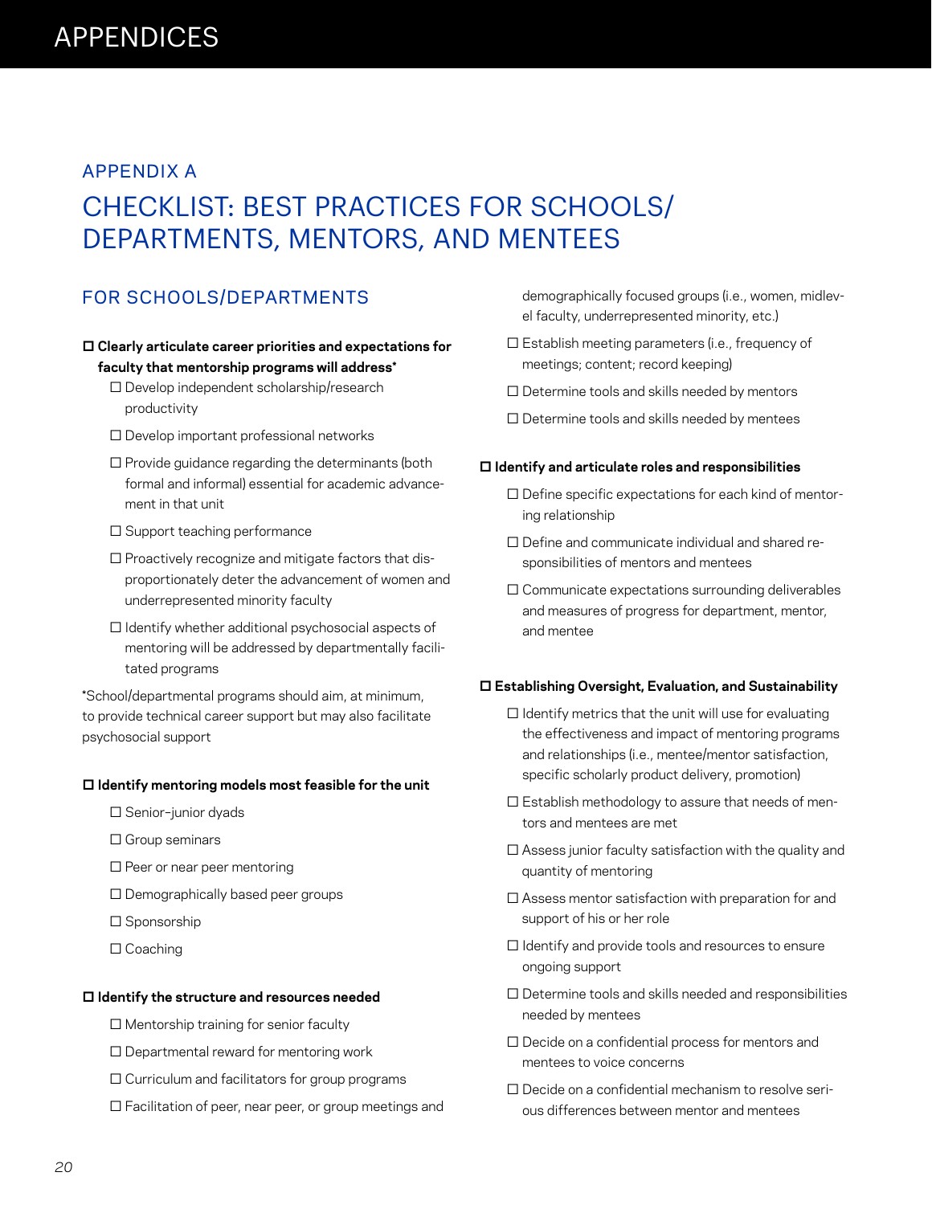# APPENDICES

## APPENDIX A

# CHECKLIST: BEST PRACTICES FOR SCHOOLS/ DEPARTMENTS, MENTORS, AND MENTEES

## FOR SCHOOLS/DEPARTMENTS

☐ **Clearly articulate career priorities and expectations for faculty that mentorship programs will address***

- ☐ Develop independent scholarship/research productivity
- ☐ Develop important professional networks
- ☐ Provide guidance regarding the determinants (both formal and informal) essential for academic advancement in that unit
- ☐ Support teaching performance
- ☐ Proactively recognize and mitigate factors that disproportionately deter the advancement of women and underrepresented minority faculty
- ☐ Identify whether additional psychosocial aspects of mentoring will be addressed by departmentally facilitated programs

*School/departmental programs should aim, at minimum, to provide technical career support but may also facilitate psychosocial support

☐ **Identify mentoring models most feasible for the unit**

- ☐ Senior–junior dyads
- ☐ Group seminars
- ☐ Peer or near peer mentoring
- ☐ Demographically based peer groups
- ☐ Sponsorship
- ☐ Coaching

☐ **Identify the structure and resources needed**

- ☐ Mentorship training for senior faculty
- ☐ Departmental reward for mentoring work
- ☐ Curriculum and facilitators for group programs
- ☐ Facilitation of peer, near peer, or group meetings and demographically focused groups (i.e., women, midlevel faculty, underrepresented minority, etc.)
- ☐ Establish meeting parameters (i.e., frequency of meetings; content; record keeping)
- ☐ Determine tools and skills needed by mentors
- ☐ Determine tools and skills needed by mentees

☐ **Identify and articulate roles and responsibilities**

- ☐ Define specific expectations for each kind of mentoring relationship
- ☐ Define and communicate individual and shared responsibilities of mentors and mentees
- ☐ Communicate expectations surrounding deliverables and measures of progress for department, mentor, and mentee

☐ **Establishing Oversight, Evaluation, and Sustainability**

- ☐ Identify metrics that the unit will use for evaluating the effectiveness and impact of mentoring programs and relationships (i.e., mentee/mentor satisfaction, specific scholarly product delivery, promotion)
- ☐ Establish methodology to assure that needs of mentors and mentees are met
- ☐ Assess junior faculty satisfaction with the quality and quantity of mentoring
- ☐ Assess mentor satisfaction with preparation for and support of his or her role
- ☐ Identify and provide tools and resources to ensure ongoing support
- ☐ Determine tools and skills needed and responsibilities needed by mentees
- ☐ Decide on a confidential process for mentors and mentees to voice concerns
- ☐ Decide on a confidential mechanism to resolve serious differences between mentor and mentees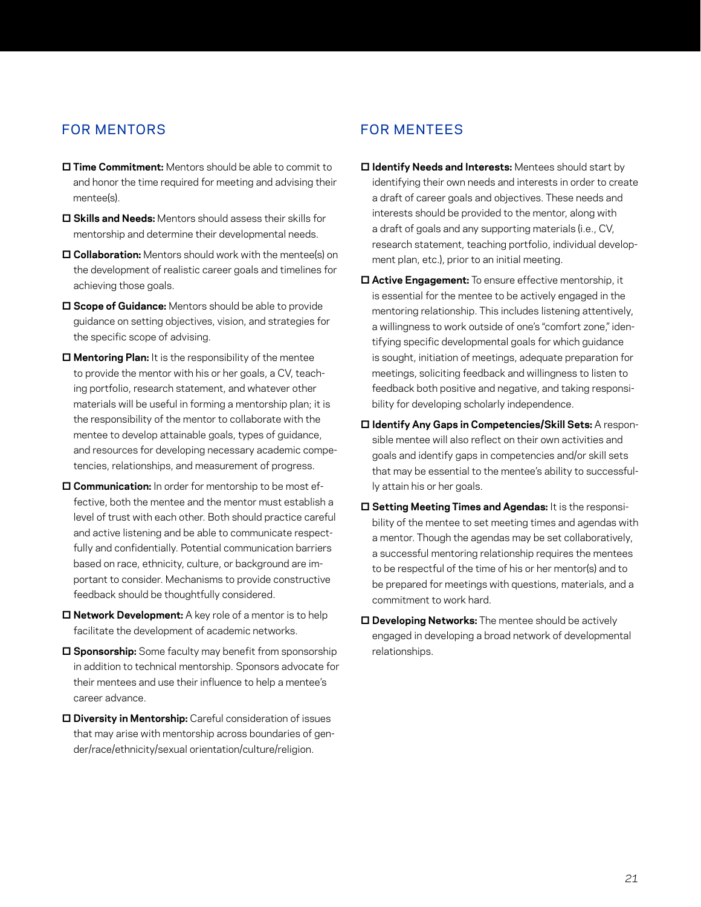## FOR MENTORS

- ☐ **Time Commitment:** Mentors should be able to commit to and honor the time required for meeting and advising their mentee(s).
- ☐ **Skills and Needs:** Mentors should assess their skills for mentorship and determine their developmental needs.
- ☐ **Collaboration:** Mentors should work with the mentee(s) on the development of realistic career goals and timelines for achieving those goals.
- ☐ **Scope of Guidance:** Mentors should be able to provide guidance on setting objectives, vision, and strategies for the specific scope of advising.
- ☐ **Mentoring Plan:** It is the responsibility of the mentee to provide the mentor with his or her goals, a CV, teaching portfolio, research statement, and whatever other materials will be useful in forming a mentorship plan; it is the responsibility of the mentor to collaborate with the mentee to develop attainable goals, types of guidance, and resources for developing necessary academic competencies, relationships, and measurement of progress.
- ☐ **Communication:** In order for mentorship to be most effective, both the mentee and the mentor must establish a level of trust with each other. Both should practice careful and active listening and be able to communicate respectfully and confidentially. Potential communication barriers based on race, ethnicity, culture, or background are important to consider. Mechanisms to provide constructive feedback should be thoughtfully considered.
- ☐ **Network Development:** A key role of a mentor is to help facilitate the development of academic networks.
- ☐ **Sponsorship:** Some faculty may benefit from sponsorship in addition to technical mentorship. Sponsors advocate for their mentees and use their influence to help a mentee's career advance.
- ☐ **Diversity in Mentorship:** Careful consideration of issues that may arise with mentorship across boundaries of gender/race/ethnicity/sexual orientation/culture/religion.

## FOR MENTEES

- ☐ **Identify Needs and Interests:** Mentees should start by identifying their own needs and interests in order to create a draft of career goals and objectives. These needs and interests should be provided to the mentor, along with a draft of goals and any supporting materials (i.e., CV, research statement, teaching portfolio, individual development plan, etc.), prior to an initial meeting.
- ☐ **Active Engagement:** To ensure effective mentorship, it is essential for the mentee to be actively engaged in the mentoring relationship. This includes listening attentively, a willingness to work outside of one's "comfort zone," identifying specific developmental goals for which guidance is sought, initiation of meetings, adequate preparation for meetings, soliciting feedback and willingness to listen to feedback both positive and negative, and taking responsibility for developing scholarly independence.
- ☐ **Identify Any Gaps in Competencies/Skill Sets:** A responsible mentee will also reflect on their own activities and goals and identify gaps in competencies and/or skill sets that may be essential to the mentee's ability to successfully attain his or her goals.
- ☐ **Setting Meeting Times and Agendas:** It is the responsibility of the mentee to set meeting times and agendas with a mentor. Though the agendas may be set collaboratively, a successful mentoring relationship requires the mentees to be respectful of the time of his or her mentor(s) and to be prepared for meetings with questions, materials, and a commitment to work hard.
- ☐ **Developing Networks:** The mentee should be actively engaged in developing a broad network of developmental relationships.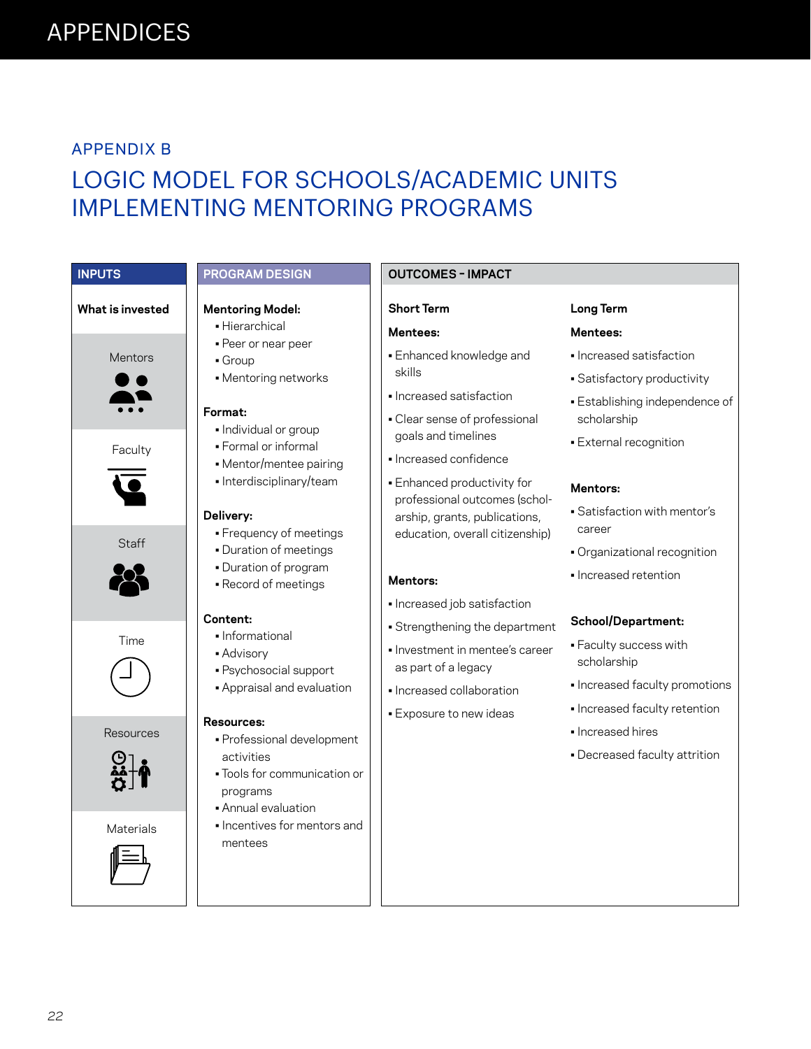## APPENDIX B

# LOGIC MODEL FOR SCHOOLS/ACADEMIC UNITS IMPLEMENTING MENTORING PROGRAMS

### INPUTS

**What is invested**

- Mentors
- Faculty
- Staff
- Time
- Resources
- Materials

### PROGRAM DESIGN

**Mentoring Model:**

- Hierarchical
- Peer or near peer
- Group
- Mentoring networks

**Format:**

- Individual or group
- Formal or informal
- Mentor/mentee pairing
- Interdisciplinary/team

**Delivery:**

- Frequency of meetings
- Duration of meetings
- Duration of program
- Record of meetings

**Content:**

- Informational
- Advisory
- Psychosocial support
- Appraisal and evaluation

**Resources:**

- Professional development activities
- Tools for communication or programs
- Annual evaluation
- Incentives for mentors and mentees

### OUTCOMES – IMPACT

#### Short Term

**Mentees:**

- Enhanced knowledge and skills
- Increased satisfaction
- Clear sense of professional goals and timelines
- Increased confidence
- Enhanced productivity for professional outcomes (scholarship, grants, publications, education, overall citizenship)

**Mentors:**

- Increased job satisfaction
- Strengthening the department
- Investment in mentee's career as part of a legacy
- Increased collaboration
- Exposure to new ideas

#### Long Term

**Mentees:**

- Increased satisfaction
- Satisfactory productivity
- Establishing independence of scholarship
- External recognition

**Mentors:**

- Satisfaction with mentor's career
- Organizational recognition
- Increased retention

**School/Department:**

- Faculty success with scholarship
- Increased faculty promotions
- Increased faculty retention
- Increased hires
- Decreased faculty attrition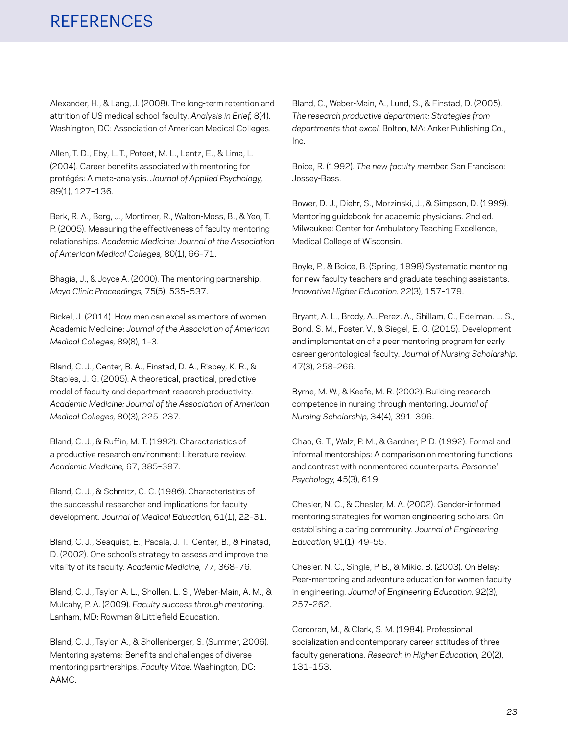# REFERENCES

Alexander, H., & Lang, J. (2008). The long-term retention and attrition of US medical school faculty. *Analysis in Brief,* 8(4). Washington, DC: Association of American Medical Colleges.

Allen, T. D., Eby, L. T., Poteet, M. L., Lentz, E., & Lima, L. (2004). Career benefits associated with mentoring for protégés: A meta-analysis. *Journal of Applied Psychology,* 89(1), 127–136.

Berk, R. A., Berg, J., Mortimer, R., Walton-Moss, B., & Yeo, T. P. (2005). Measuring the effectiveness of faculty mentoring relationships. *Academic Medicine: Journal of the Association of American Medical Colleges,* 80(1), 66–71.

Bhagia, J., & Joyce A. (2000). The mentoring partnership. *Mayo Clinic Proceedings,* 75(5), 535–537.

Bickel, J. (2014). How men can excel as mentors of women. Academic Medicine: *Journal of the Association of American Medical Colleges,* 89(8), 1–3.

Bland, C. J., Center, B. A., Finstad, D. A., Risbey, K. R., & Staples, J. G. (2005). A theoretical, practical, predictive model of faculty and department research productivity. *Academic Medicine: Journal of the Association of American Medical Colleges,* 80(3), 225–237.

Bland, C. J., & Ruffin, M. T. (1992). Characteristics of a productive research environment: Literature review. *Academic Medicine,* 67, 385–397.

Bland, C. J., & Schmitz, C. C. (1986). Characteristics of the successful researcher and implications for faculty development. *Journal of Medical Education,* 61(1), 22–31.

Bland, C. J., Seaquist, E., Pacala, J. T., Center, B., & Finstad, D. (2002). One school's strategy to assess and improve the vitality of its faculty. *Academic Medicine,* 77, 368–76.

Bland, C. J., Taylor, A. L., Shollen, L. S., Weber-Main, A. M., & Mulcahy, P. A. (2009). *Faculty success through mentoring.* Lanham, MD: Rowman & Littlefield Education.

Bland, C. J., Taylor, A., & Shollenberger, S. (Summer, 2006). Mentoring systems: Benefits and challenges of diverse mentoring partnerships. *Faculty Vitae.* Washington, DC: AAMC.

Bland, C., Weber-Main, A., Lund, S., & Finstad, D. (2005). *The research productive department: Strategies from departments that excel.* Bolton, MA: Anker Publishing Co., Inc.

Boice, R. (1992). *The new faculty member.* San Francisco: Jossey-Bass.

Bower, D. J., Diehr, S., Morzinski, J., & Simpson, D. (1999). Mentoring guidebook for academic physicians. 2nd ed. Milwaukee: Center for Ambulatory Teaching Excellence, Medical College of Wisconsin.

Boyle, P., & Boice, B. (Spring, 1998) Systematic mentoring for new faculty teachers and graduate teaching assistants. *Innovative Higher Education,* 22(3), 157–179.

Bryant, A. L., Brody, A., Perez, A., Shillam, C., Edelman, L. S., Bond, S. M., Foster, V., & Siegel, E. O. (2015). Development and implementation of a peer mentoring program for early career gerontological faculty. *Journal of Nursing Scholarship,* 47(3), 258–266.

Byrne, M. W., & Keefe, M. R. (2002). Building research competence in nursing through mentoring. *Journal of Nursing Scholarship,* 34(4), 391–396.

Chao, G. T., Walz, P. M., & Gardner, P. D. (1992). Formal and informal mentorships: A comparison on mentoring functions and contrast with nonmentored counterparts. *Personnel Psychology,* 45(3), 619.

Chesler, N. C., & Chesler, M. A. (2002). Gender-informed mentoring strategies for women engineering scholars: On establishing a caring community. *Journal of Engineering Education,* 91(1), 49–55.

Chesler, N. C., Single, P. B., & Mikic, B. (2003). On Belay: Peer-mentoring and adventure education for women faculty in engineering. *Journal of Engineering Education,* 92(3), 257–262.

Corcoran, M., & Clark, S. M. (1984). Professional socialization and contemporary career attitudes of three faculty generations. *Research in Higher Education,* 20(2), 131–153.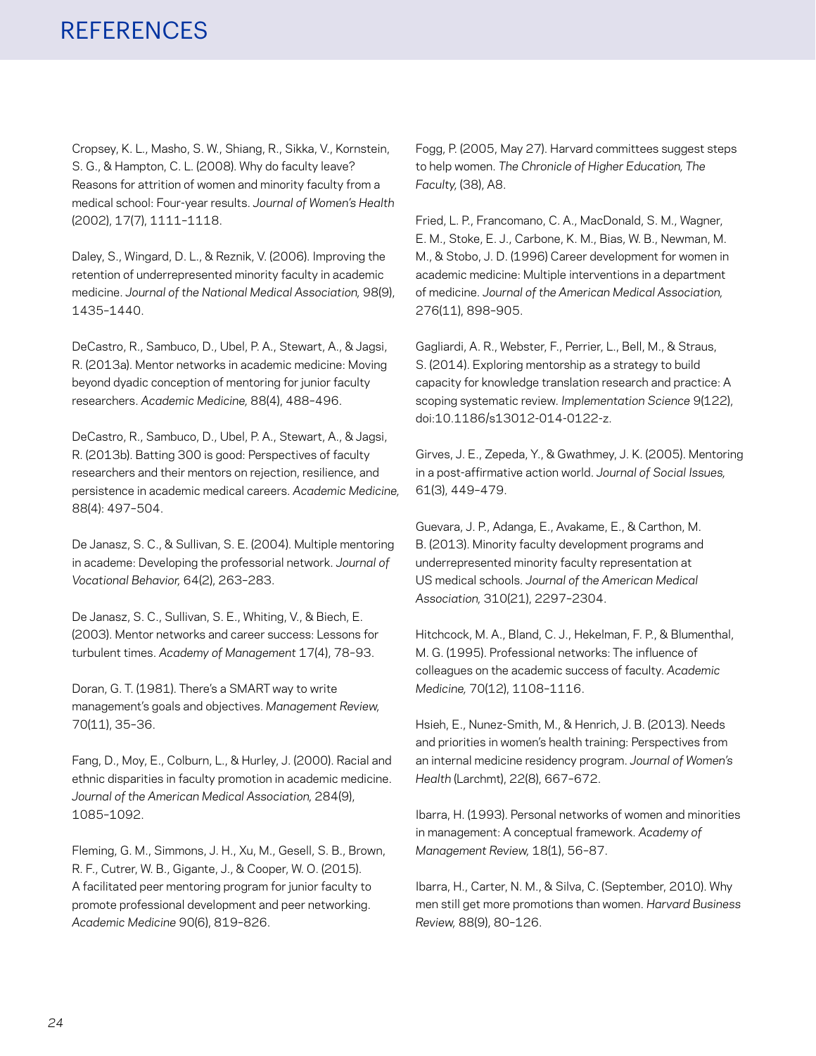# REFERENCES

Cropsey, K. L., Masho, S. W., Shiang, R., Sikka, V., Kornstein, S. G., & Hampton, C. L. (2008). Why do faculty leave? Reasons for attrition of women and minority faculty from a medical school: Four-year results. *Journal of Women's Health* (2002), 17(7), 1111–1118.

Daley, S., Wingard, D. L., & Reznik, V. (2006). Improving the retention of underrepresented minority faculty in academic medicine. *Journal of the National Medical Association,* 98(9), 1435–1440.

DeCastro, R., Sambuco, D., Ubel, P. A., Stewart, A., & Jagsi, R. (2013a). Mentor networks in academic medicine: Moving beyond dyadic conception of mentoring for junior faculty researchers. *Academic Medicine,* 88(4), 488–496.

DeCastro, R., Sambuco, D., Ubel, P. A., Stewart, A., & Jagsi, R. (2013b). Batting 300 is good: Perspectives of faculty researchers and their mentors on rejection, resilience, and persistence in academic medical careers. *Academic Medicine,* 88(4): 497–504.

De Janasz, S. C., & Sullivan, S. E. (2004). Multiple mentoring in academe: Developing the professorial network. *Journal of Vocational Behavior,* 64(2), 263–283.

De Janasz, S. C., Sullivan, S. E., Whiting, V., & Biech, E. (2003). Mentor networks and career success: Lessons for turbulent times. *Academy of Management* 17(4), 78–93.

Doran, G. T. (1981). There's a SMART way to write management's goals and objectives. *Management Review,* 70(11), 35–36.

Fang, D., Moy, E., Colburn, L., & Hurley, J. (2000). Racial and ethnic disparities in faculty promotion in academic medicine. *Journal of the American Medical Association,* 284(9), 1085–1092.

Fleming, G. M., Simmons, J. H., Xu, M., Gesell, S. B., Brown, R. F., Cutrer, W. B., Gigante, J., & Cooper, W. O. (2015). A facilitated peer mentoring program for junior faculty to promote professional development and peer networking. *Academic Medicine* 90(6), 819–826.

Fogg, P. (2005, May 27). Harvard committees suggest steps to help women. *The Chronicle of Higher Education, The Faculty,* (38), A8.

Fried, L. P., Francomano, C. A., MacDonald, S. M., Wagner, E. M., Stoke, E. J., Carbone, K. M., Bias, W. B., Newman, M. M., & Stobo, J. D. (1996) Career development for women in academic medicine: Multiple interventions in a department of medicine. *Journal of the American Medical Association,* 276(11), 898–905.

Gagliardi, A. R., Webster, F., Perrier, L., Bell, M., & Straus, S. (2014). Exploring mentorship as a strategy to build capacity for knowledge translation research and practice: A scoping systematic review. *Implementation Science* 9(122), doi:10.1186/s13012-014-0122-z.

Girves, J. E., Zepeda, Y., & Gwathmey, J. K. (2005). Mentoring in a post-affirmative action world. *Journal of Social Issues,* 61(3), 449–479.

Guevara, J. P., Adanga, E., Avakame, E., & Carthon, M. B. (2013). Minority faculty development programs and underrepresented minority faculty representation at US medical schools. *Journal of the American Medical Association,* 310(21), 2297–2304.

Hitchcock, M. A., Bland, C. J., Hekelman, F. P., & Blumenthal, M. G. (1995). Professional networks: The influence of colleagues on the academic success of faculty. *Academic Medicine,* 70(12), 1108–1116.

Hsieh, E., Nunez-Smith, M., & Henrich, J. B. (2013). Needs and priorities in women's health training: Perspectives from an internal medicine residency program. *Journal of Women's Health* (Larchmt), 22(8), 667–672.

Ibarra, H. (1993). Personal networks of women and minorities in management: A conceptual framework. *Academy of Management Review,* 18(1), 56–87.

Ibarra, H., Carter, N. M., & Silva, C. (September, 2010). Why men still get more promotions than women. *Harvard Business Review,* 88(9), 80-126.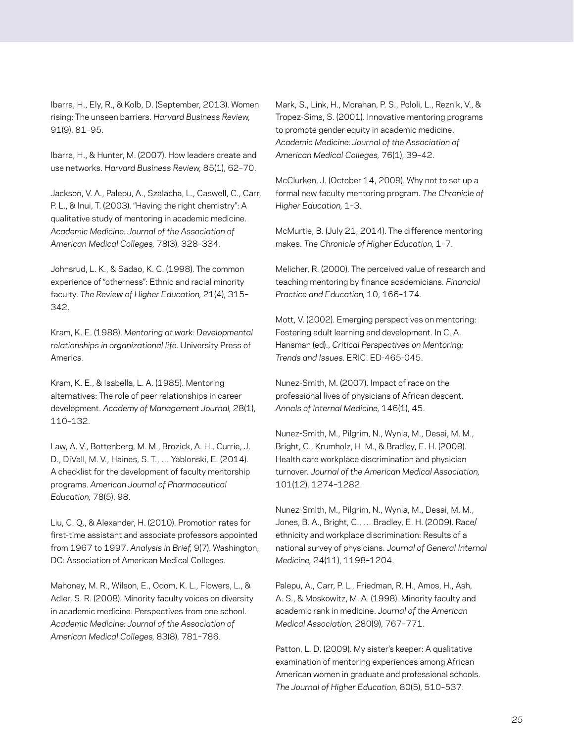Ibarra, H., Ely, R., & Kolb, D. (September, 2013). Women rising: The unseen barriers. *Harvard Business Review,* 91(9), 81–95.

Ibarra, H., & Hunter, M. (2007). How leaders create and use networks. *Harvard Business Review,* 85(1), 62–70.

Jackson, V. A., Palepu, A., Szalacha, L., Caswell, C., Carr, P. L., & Inui, T. (2003). "Having the right chemistry": A qualitative study of mentoring in academic medicine. *Academic Medicine: Journal of the Association of American Medical Colleges,* 78(3), 328–334.

Johnsrud, L. K., & Sadao, K. C. (1998). The common experience of "otherness": Ethnic and racial minority faculty. *The Review of Higher Education,* 21(4), 315–342.

Kram, K. E. (1988). *Mentoring at work: Developmental relationships in organizational life.* University Press of America.

Kram, K. E., & Isabella, L. A. (1985). Mentoring alternatives: The role of peer relationships in career development. *Academy of Management Journal,* 28(1), 110–132.

Law, A. V., Bottenberg, M. M., Brozick, A. H., Currie, J. D., DiVall, M. V., Haines, S. T., … Yablonski, E. (2014). A checklist for the development of faculty mentorship programs. *American Journal of Pharmaceutical Education,* 78(5), 98.

Liu, C. Q., & Alexander, H. (2010). Promotion rates for first-time assistant and associate professors appointed from 1967 to 1997. *Analysis in Brief,* 9(7). Washington, DC: Association of American Medical Colleges.

Mahoney, M. R., Wilson, E., Odom, K. L., Flowers, L., & Adler, S. R. (2008). Minority faculty voices on diversity in academic medicine: Perspectives from one school. *Academic Medicine: Journal of the Association of American Medical Colleges,* 83(8), 781–786.

Mark, S., Link, H., Morahan, P. S., Pololi, L., Reznik, V., & Tropez-Sims, S. (2001). Innovative mentoring programs to promote gender equity in academic medicine. *Academic Medicine: Journal of the Association of American Medical Colleges,* 76(1), 39–42.

McClurken, J. (October 14, 2009). Why not to set up a formal new faculty mentoring program. *The Chronicle of Higher Education,* 1–3.

McMurtie, B. (July 21, 2014). The difference mentoring makes. *The Chronicle of Higher Education,* 1–7.

Melicher, R. (2000). The perceived value of research and teaching mentoring by finance academicians. *Financial Practice and Education,* 10, 166–174.

Mott, V. (2002). Emerging perspectives on mentoring: Fostering adult learning and development. In C. A. Hansman (ed)., *Critical Perspectives on Mentoring: Trends and Issues.* ERIC. ED-465-045.

Nunez-Smith, M. (2007). Impact of race on the professional lives of physicians of African descent. *Annals of Internal Medicine,* 146(1), 45.

Nunez-Smith, M., Pilgrim, N., Wynia, M., Desai, M. M., Bright, C., Krumholz, H. M., & Bradley, E. H. (2009). Health care workplace discrimination and physician turnover. *Journal of the American Medical Association,* 101(12), 1274–1282.

Nunez-Smith, M., Pilgrim, N., Wynia, M., Desai, M. M., Jones, B. A., Bright, C., … Bradley, E. H. (2009). Race/ethnicity and workplace discrimination: Results of a national survey of physicians. *Journal of General Internal Medicine,* 24(11), 1198–1204.

Palepu, A., Carr, P. L., Friedman, R. H., Amos, H., Ash, A. S., & Moskowitz, M. A. (1998). Minority faculty and academic rank in medicine. *Journal of the American Medical Association,* 280(9), 767–771.

Patton, L. D. (2009). My sister's keeper: A qualitative examination of mentoring experiences among African American women in graduate and professional schools. *The Journal of Higher Education,* 80(5), 510–537.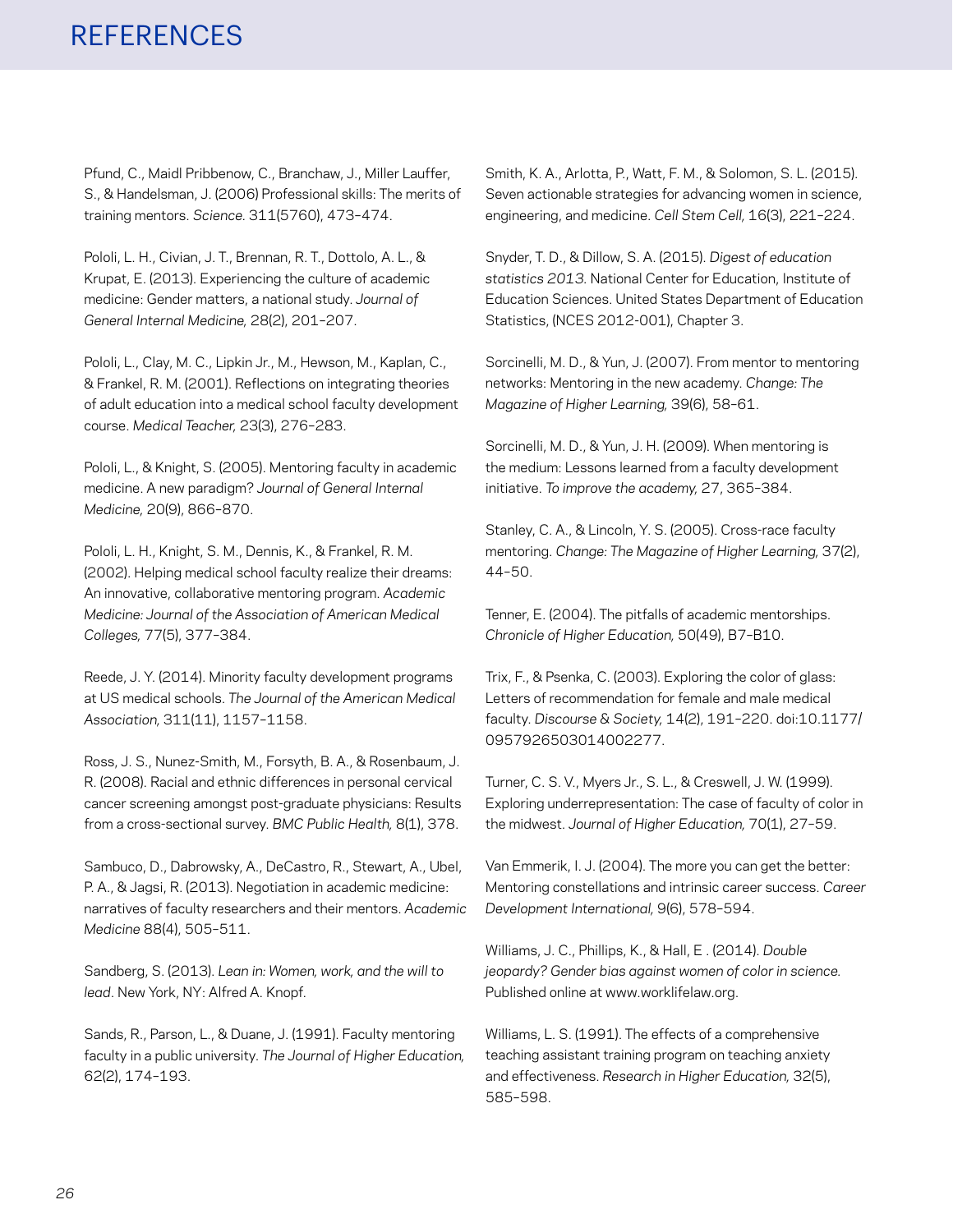# REFERENCES

Pfund, C., Maidl Pribbenow, C., Branchaw, J., Miller Lauffer, S., & Handelsman, J. (2006) Professional skills: The merits of training mentors. *Science*. 311(5760), 473–474.

Pololi, L. H., Civian, J. T., Brennan, R. T., Dottolo, A. L., & Krupat, E. (2013). Experiencing the culture of academic medicine: Gender matters, a national study. *Journal of General Internal Medicine,* 28(2), 201–207.

Pololi, L., Clay, M. C., Lipkin Jr., M., Hewson, M., Kaplan, C., & Frankel, R. M. (2001). Reflections on integrating theories of adult education into a medical school faculty development course. *Medical Teacher,* 23(3), 276–283.

Pololi, L., & Knight, S. (2005). Mentoring faculty in academic medicine. A new paradigm? *Journal of General Internal Medicine,* 20(9), 866–870.

Pololi, L. H., Knight, S. M., Dennis, K., & Frankel, R. M. (2002). Helping medical school faculty realize their dreams: An innovative, collaborative mentoring program. *Academic Medicine: Journal of the Association of American Medical Colleges,* 77(5), 377–384.

Reede, J. Y. (2014). Minority faculty development programs at US medical schools. *The Journal of the American Medical Association,* 311(11), 1157–1158.

Ross, J. S., Nunez-Smith, M., Forsyth, B. A., & Rosenbaum, J. R. (2008). Racial and ethnic differences in personal cervical cancer screening amongst post-graduate physicians: Results from a cross-sectional survey. *BMC Public Health,* 8(1), 378.

Sambuco, D., Dabrowsky, A., DeCastro, R., Stewart, A., Ubel, P. A., & Jagsi, R. (2013). Negotiation in academic medicine: narratives of faculty researchers and their mentors. *Academic Medicine* 88(4), 505–511.

Sandberg, S. (2013). *Lean in: Women, work, and the will to lead*. New York, NY: Alfred A. Knopf.

Sands, R., Parson, L., & Duane, J. (1991). Faculty mentoring faculty in a public university. *The Journal of Higher Education,* 62(2), 174–193.

Smith, K. A., Arlotta, P., Watt, F. M., & Solomon, S. L. (2015). Seven actionable strategies for advancing women in science, engineering, and medicine. *Cell Stem Cell,* 16(3), 221–224.

Snyder, T. D., & Dillow, S. A. (2015). *Digest of education statistics 2013.* National Center for Education, Institute of Education Sciences. United States Department of Education Statistics, (NCES 2012-001), Chapter 3.

Sorcinelli, M. D., & Yun, J. (2007). From mentor to mentoring networks: Mentoring in the new academy. *Change: The Magazine of Higher Learning,* 39(6), 58–61.

Sorcinelli, M. D., & Yun, J. H. (2009). When mentoring is the medium: Lessons learned from a faculty development initiative. *To improve the academy,* 27, 365–384.

Stanley, C. A., & Lincoln, Y. S. (2005). Cross-race faculty mentoring. *Change: The Magazine of Higher Learning,* 37(2), 44–50.

Tenner, E. (2004). The pitfalls of academic mentorships. *Chronicle of Higher Education,* 50(49), B7–B10.

Trix, F., & Psenka, C. (2003). Exploring the color of glass: Letters of recommendation for female and male medical faculty. *Discourse & Society,* 14(2), 191–220. doi:10.1177/0957926503014002277.

Turner, C. S. V., Myers Jr., S. L., & Creswell, J. W. (1999). Exploring underrepresentation: The case of faculty of color in the midwest. *Journal of Higher Education,* 70(1), 27–59.

Van Emmerik, I. J. (2004). The more you can get the better: Mentoring constellations and intrinsic career success. *Career Development International,* 9(6), 578–594.

Williams, J. C., Phillips, K., & Hall, E . (2014). *Double jeopardy? Gender bias against women of color in science.* Published online at www.worklifelaw.org.

Williams, L. S. (1991). The effects of a comprehensive teaching assistant training program on teaching anxiety and effectiveness. *Research in Higher Education,* 32(5), 585–598.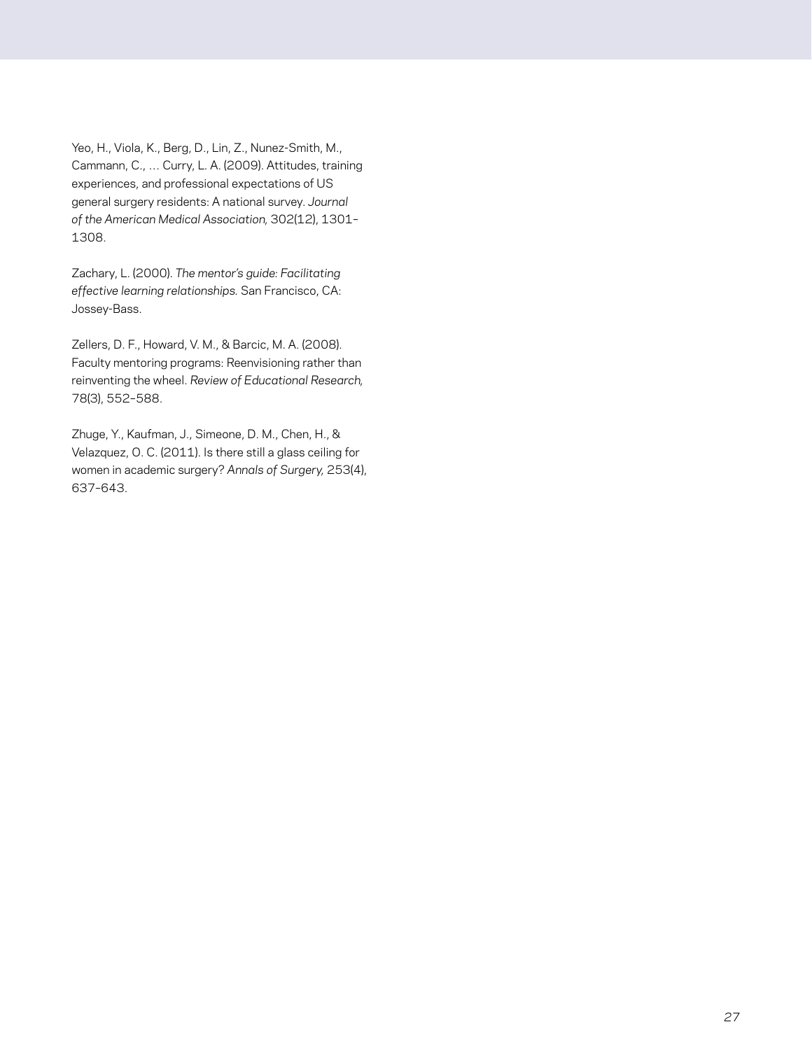Yeo, H., Viola, K., Berg, D., Lin, Z., Nunez-Smith, M., Cammann, C., … Curry, L. A. (2009). Attitudes, training experiences, and professional expectations of US general surgery residents: A national survey. *Journal of the American Medical Association,* 302(12), 1301–1308.

Zachary, L. (2000). *The mentor's guide: Facilitating effective learning relationships.* San Francisco, CA: Jossey-Bass.

Zellers, D. F., Howard, V. M., & Barcic, M. A. (2008). Faculty mentoring programs: Reenvisioning rather than reinventing the wheel. *Review of Educational Research,* 78(3), 552–588.

Zhuge, Y., Kaufman, J., Simeone, D. M., Chen, H., & Velazquez, O. C. (2011). Is there still a glass ceiling for women in academic surgery? *Annals of Surgery,* 253(4), 637–643.